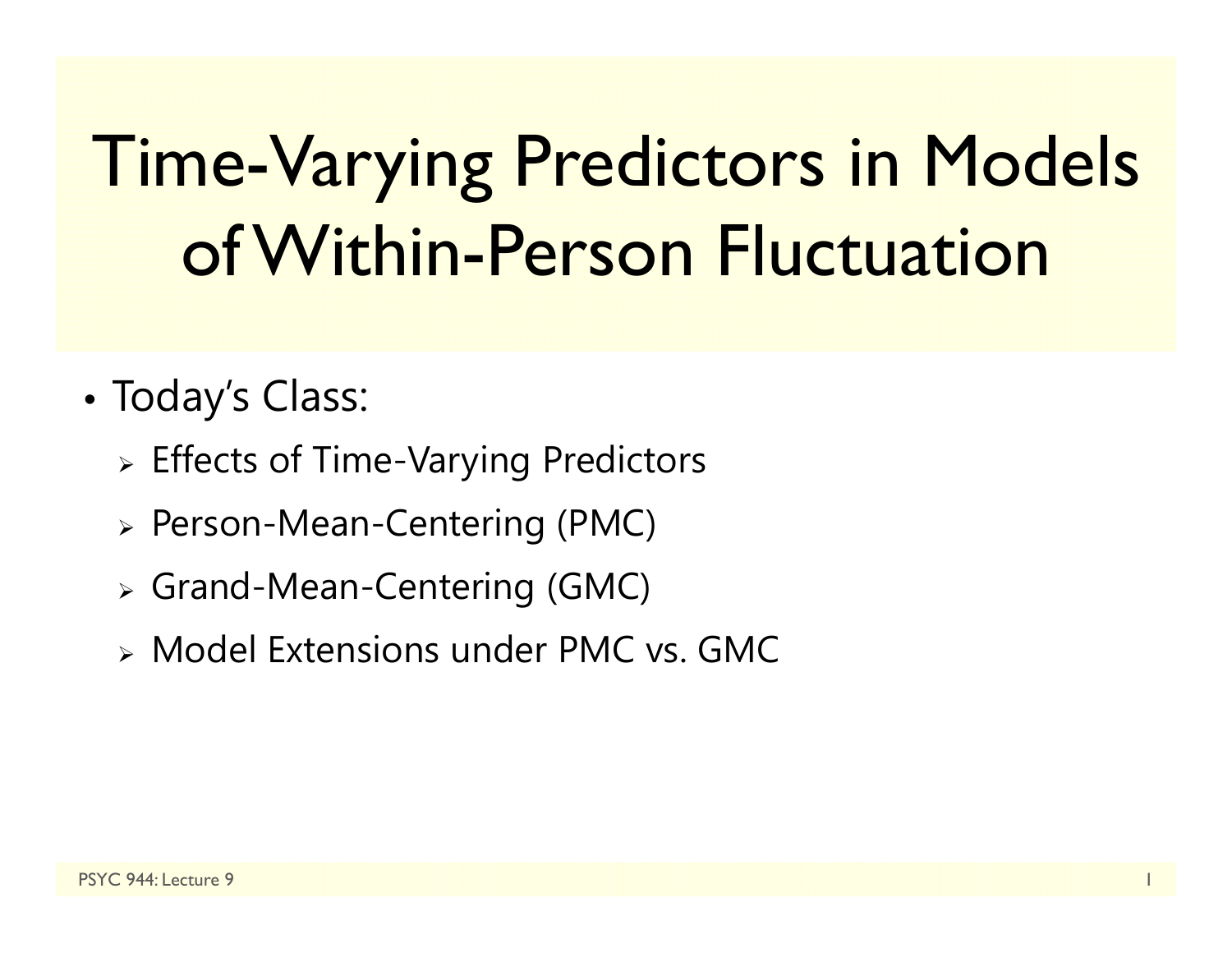# Time-Varying Predictors in Models of Within-Person Fluctuation

- Today's Class:
  - Effects of Time-Varying Predictors
  - Person-Mean-Centering (PMC)
  - Grand-Mean-Centering (GMC)
  - Model Extensions under PMC vs. GMC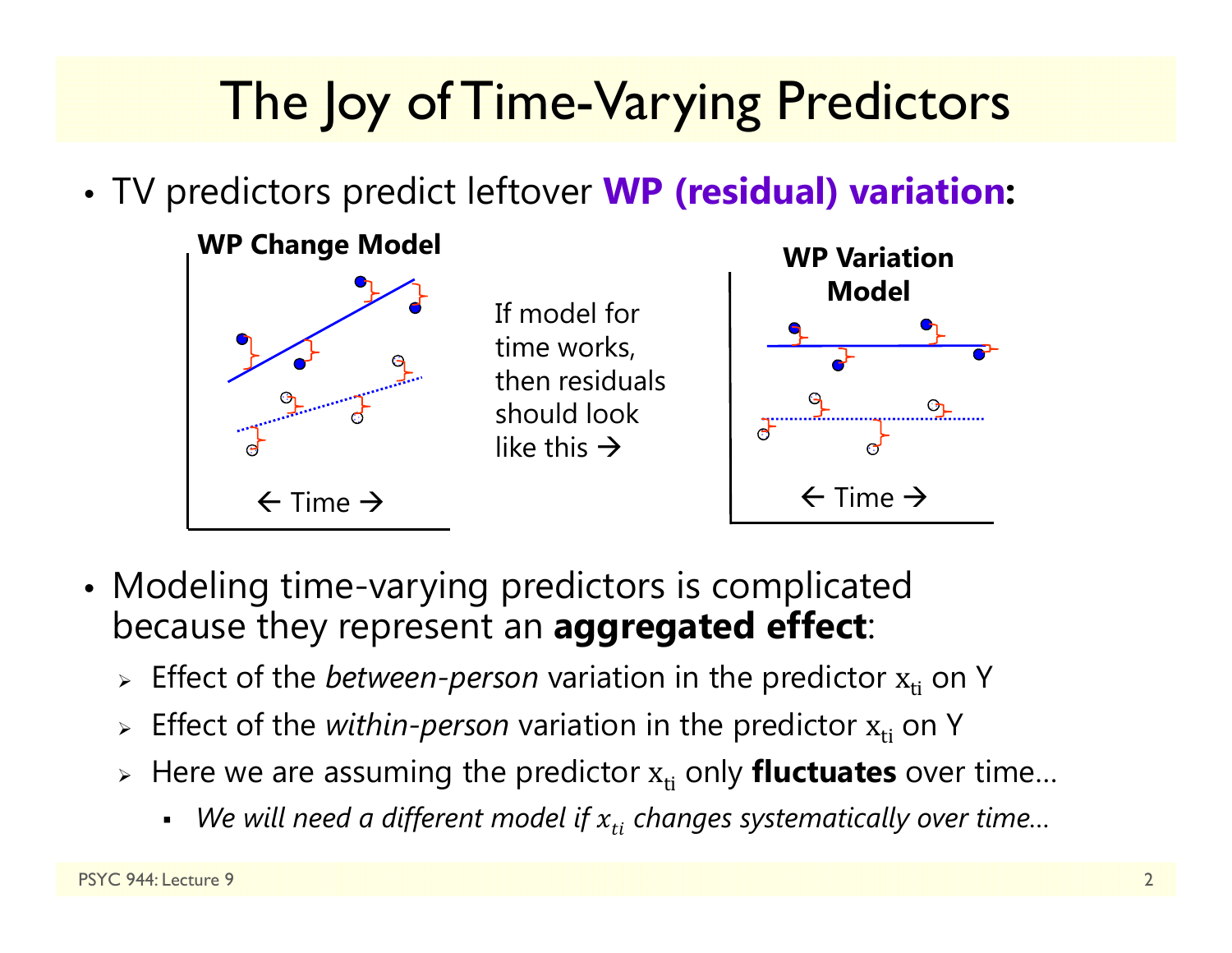# The Joy of Time-Varying Predictors

- TV predictors predict leftover **WP (residual) variation:**

**WP Change Model**

← Time →

If model for time works, then residuals should look like this →

**WP Variation Model**

← Time →

- Modeling time-varying predictors is complicated because they represent an **aggregated effect**:
  - Effect of the *between-person* variation in the predictor $x_{ti}$ on Y
  - Effect of the *within-person* variation in the predictor $x_{ti}$ on Y
  - Here we are assuming the predictor $x_{ti}$ only **fluctuates** over time…
    - *We will need a different model if $x_{ti}$ changes systematically over time…*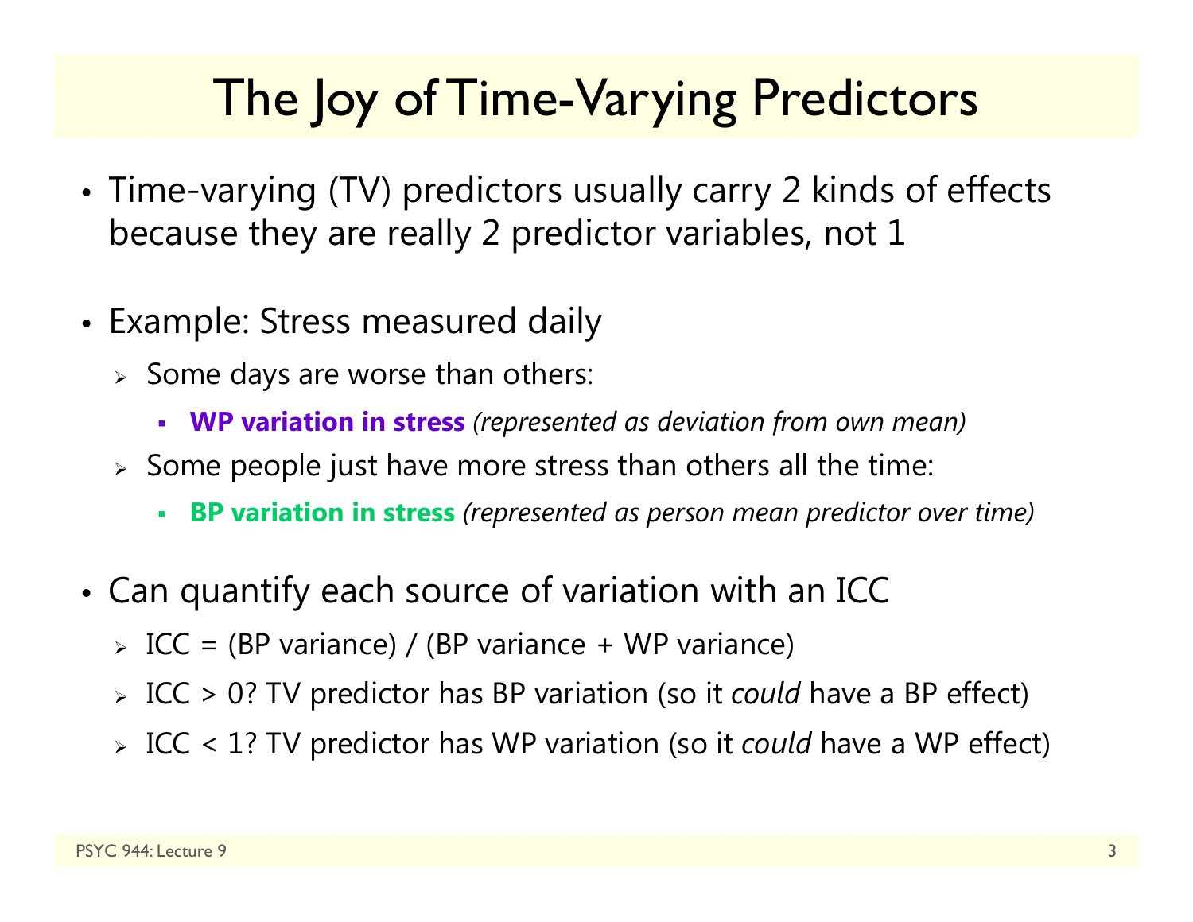# The Joy of Time-Varying Predictors

- Time-varying (TV) predictors usually carry 2 kinds of effects because they are really 2 predictor variables, not 1
- Example: Stress measured daily
  - Some days are worse than others:
    - **WP variation in stress** *(represented as deviation from own mean)*
  - Some people just have more stress than others all the time:
    - **BP variation in stress** *(represented as person mean predictor over time)*
- Can quantify each source of variation with an ICC
  - ICC = (BP variance) / (BP variance + WP variance)
  - ICC > 0? TV predictor has BP variation (so it *could* have a BP effect)
  - ICC < 1? TV predictor has WP variation (so it *could* have a WP effect)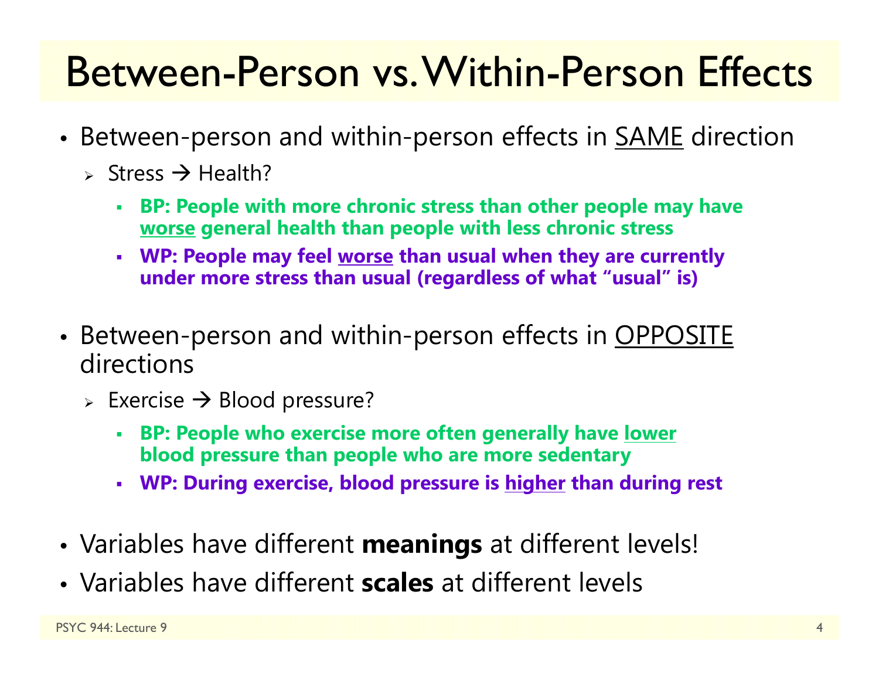# Between-Person vs. Within-Person Effects

- Between-person and within-person effects in <u>SAME</u> direction
  - Stress → Health?
    - **BP: People with more chronic stress than other people may have <u>worse</u> general health than people with less chronic stress**
    - **WP: People may feel <u>worse</u> than usual when they are currently under more stress than usual (regardless of what "usual" is)**
- Between-person and within-person effects in <u>OPPOSITE</u> directions
  - Exercise → Blood pressure?
    - **BP: People who exercise more often generally have <u>lower</u> blood pressure than people who are more sedentary**
    - **WP: During exercise, blood pressure is <u>higher</u> than during rest**
- Variables have different **meanings** at different levels!
- Variables have different **scales** at different levels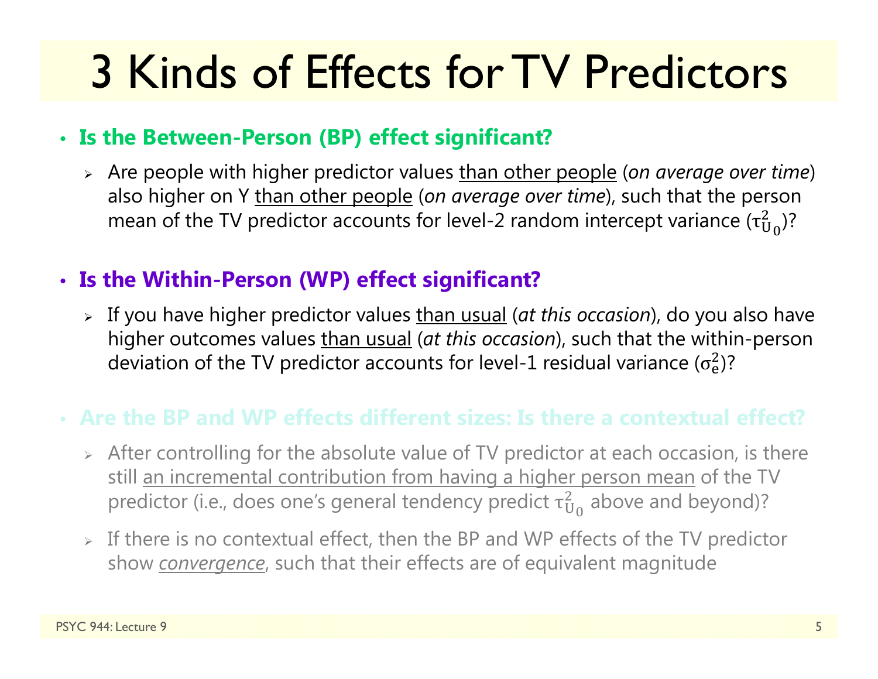# 3 Kinds of Effects for TV Predictors

- **Is the Between-Person (BP) effect significant?**
  - Are people with higher predictor values than other people (*on average over time*) also higher on Y than other people (*on average over time*), such that the person mean of the TV predictor accounts for level-2 random intercept variance ($\tau^2_{U_0}$)?

- **Is the Within-Person (WP) effect significant?**
  - If you have higher predictor values than usual (*at this occasion*), do you also have higher outcomes values than usual (*at this occasion*), such that the within-person deviation of the TV predictor accounts for level-1 residual variance ($\sigma^2_e$)?

- **Are the BP and WP effects different sizes: Is there a contextual effect?**
  - After controlling for the absolute value of TV predictor at each occasion, is there still an incremental contribution from having a higher person mean of the TV predictor (i.e., does one's general tendency predict $\tau^2_{U_0}$ above and beyond)?
  - If there is no contextual effect, then the BP and WP effects of the TV predictor show *convergence*, such that their effects are of equivalent magnitude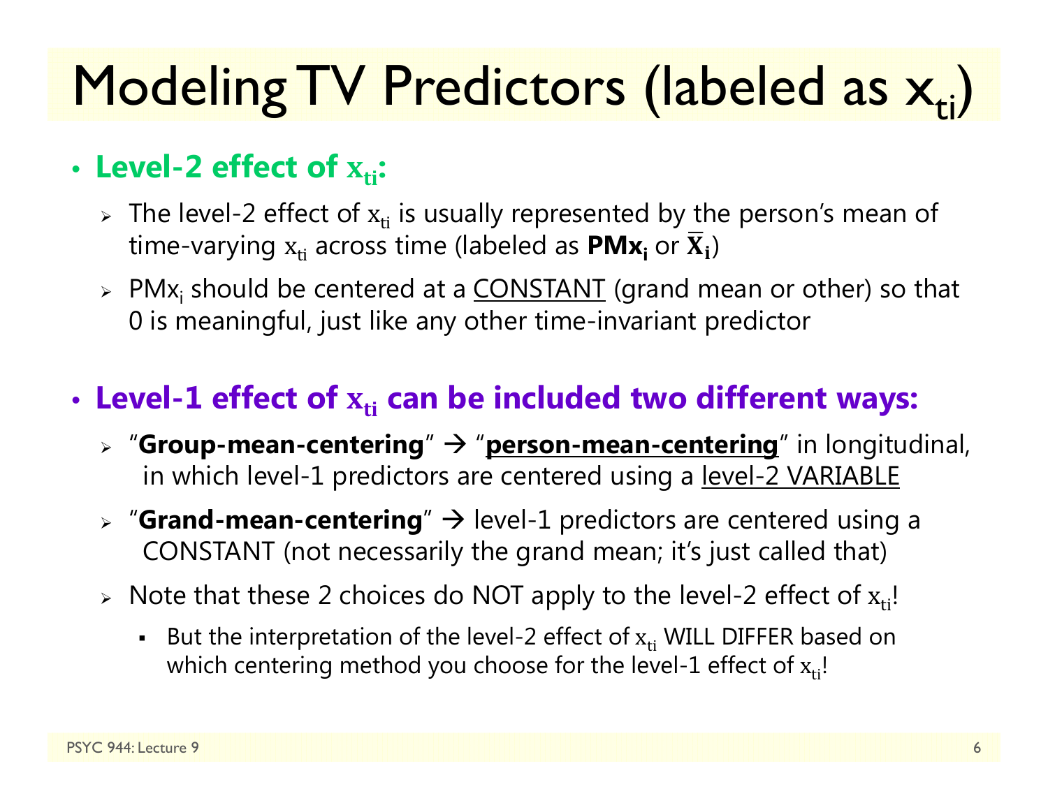# Modeling TV Predictors (labeled as $x_{ti}$)

- **Level-2 effect of $x_{ti}$:**
  - The level-2 effect of $x_{ti}$ is usually represented by the person's mean of time-varying $x_{ti}$ across time (labeled as $\mathbf{PMx_i}$ or $\mathbf{\bar{X}_i}$)
  - $PMx_i$ should be centered at a CONSTANT (grand mean or other) so that 0 is meaningful, just like any other time-invariant predictor

- **Level-1 effect of $x_{ti}$ can be included two different ways:**
  - "**Group-mean-centering**" → "**person-mean-centering**" in longitudinal, in which level-1 predictors are centered using a level-2 VARIABLE
  - "**Grand-mean-centering**" → level-1 predictors are centered using a CONSTANT (not necessarily the grand mean; it's just called that)
  - Note that these 2 choices do NOT apply to the level-2 effect of $x_{ti}$!
    - But the interpretation of the level-2 effect of $x_{ti}$ WILL DIFFER based on which centering method you choose for the level-1 effect of $x_{ti}$!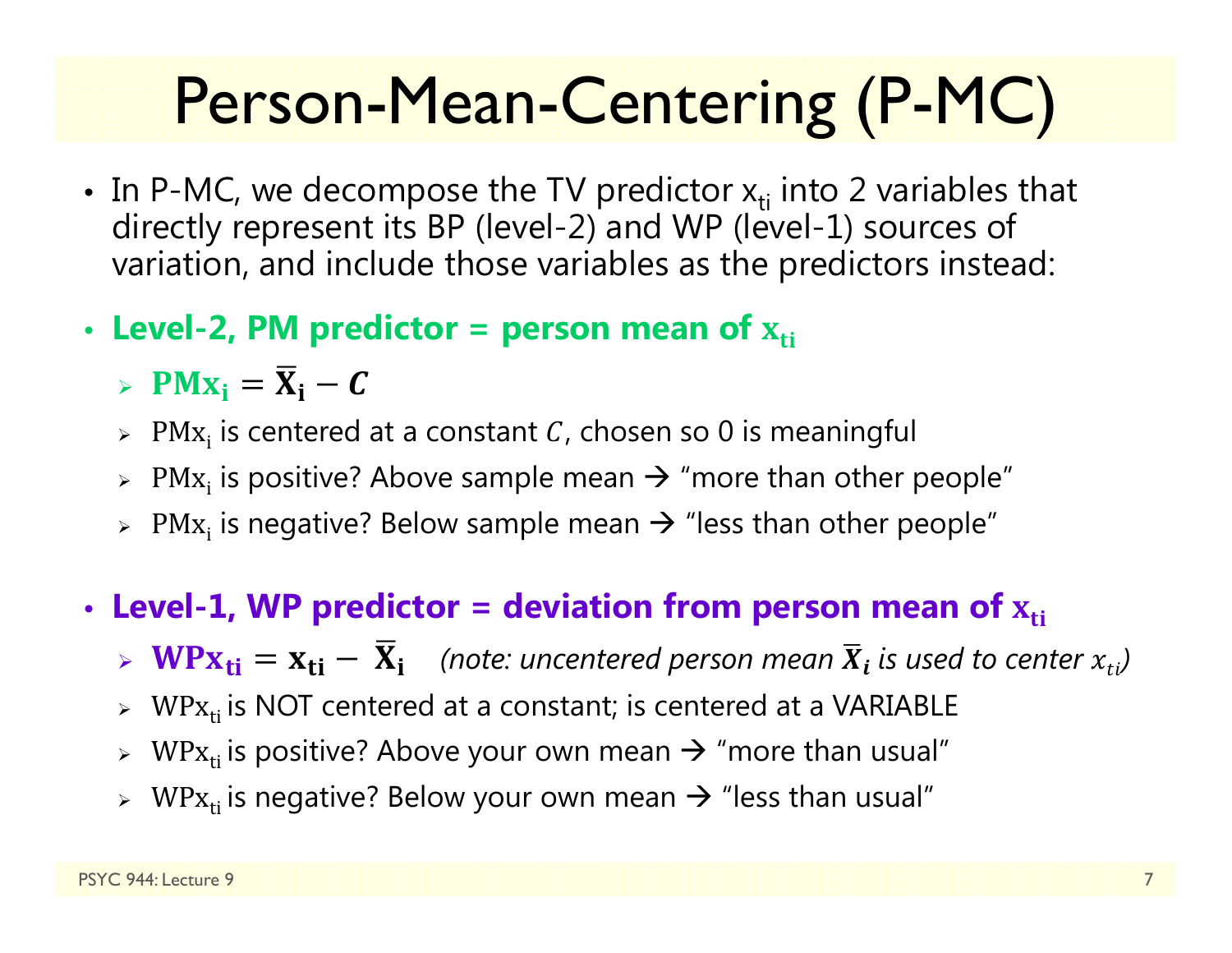# Person-Mean-Centering (P-MC)

- In P-MC, we decompose the TV predictor $x_{ti}$ into 2 variables that directly represent its BP (level-2) and WP (level-1) sources of variation, and include those variables as the predictors instead:

- **Level-2, PM predictor = person mean of $\mathbf{x_{ti}}$**
  - $\mathbf{PMx_i} = \mathbf{\bar{X}_i} - \boldsymbol{C}$
  - $\mathrm{PMx_i}$ is centered at a constant $C$, chosen so 0 is meaningful
  - $\mathrm{PMx_i}$ is positive? Above sample mean → "more than other people"
  - $\mathrm{PMx_i}$ is negative? Below sample mean → "less than other people"

- **Level-1, WP predictor = deviation from person mean of $\mathbf{x_{ti}}$**
  - $\mathbf{WPx_{ti}} = \mathbf{x_{ti}} - \mathbf{\bar{X}_i}$ *(note: uncentered person mean $\bar{X}_i$ is used to center $x_{ti}$)*
  - $\mathrm{WPx_{ti}}$ is NOT centered at a constant; is centered at a VARIABLE
  - $\mathrm{WPx_{ti}}$ is positive? Above your own mean → "more than usual"
  - $\mathrm{WPx_{ti}}$ is negative? Below your own mean → "less than usual"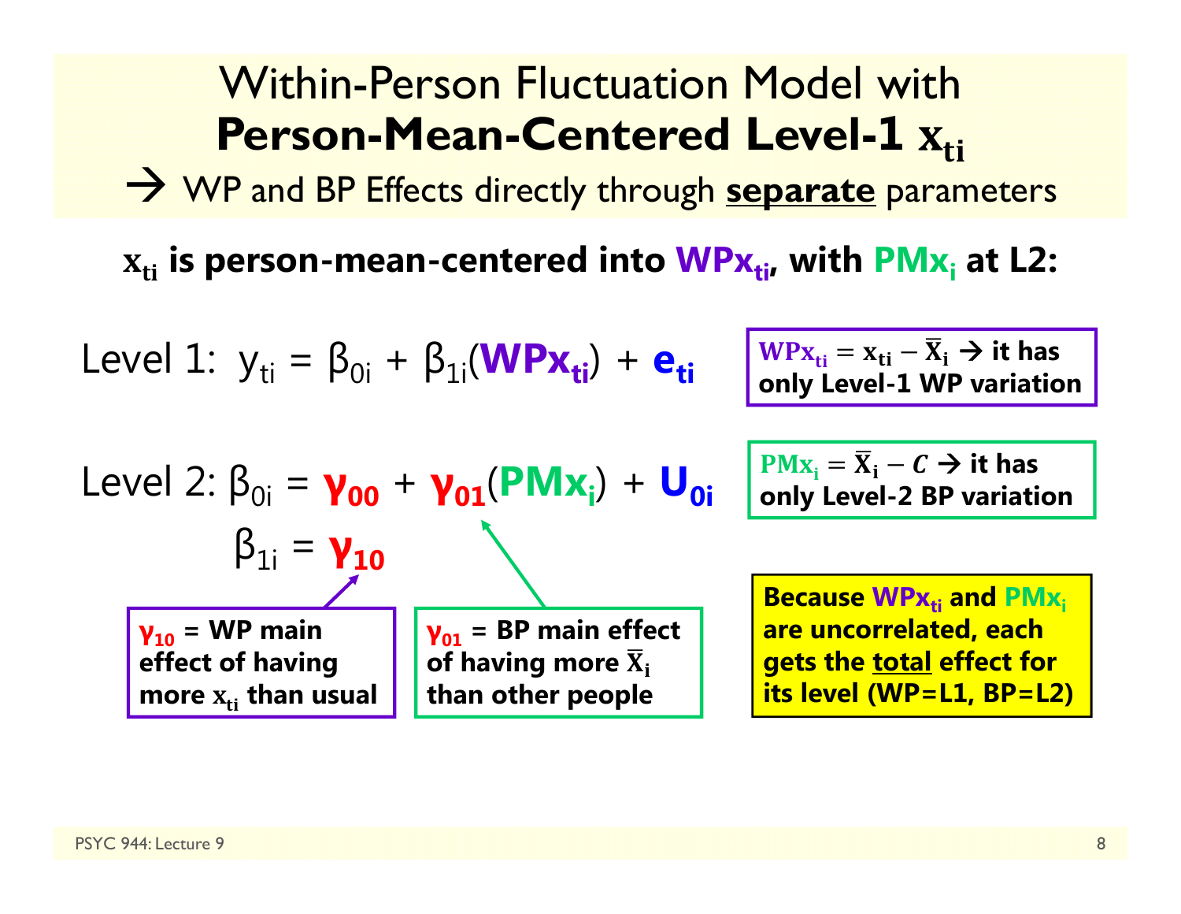# Within-Person Fluctuation Model with **Person-Mean-Centered Level-1 $x_{ti}$**

→ WP and BP Effects directly through **separate** parameters

**$x_{ti}$ is person-mean-centered into $WPx_{ti}$, with $PMx_i$ at L2:**

Level 1: $y_{ti} = \beta_{0i} + \beta_{1i}(WPx_{ti}) + e_{ti}$

**$WPx_{ti} = x_{ti} - \bar{X}_i$ → it has only Level-1 WP variation**

Level 2: $\beta_{0i} = \gamma_{00} + \gamma_{01}(PMx_i) + U_{0i}$

$\beta_{1i} = \gamma_{10}$

**$PMx_i = \bar{X}_i - C$ → it has only Level-2 BP variation**

**$\gamma_{10}$ = WP main effect of having more $x_{ti}$ than usual**

**$\gamma_{01}$ = BP main effect of having more $\bar{X}_i$ than other people**

**Because $WPx_{ti}$ and $PMx_i$ are uncorrelated, each gets the total effect for its level (WP=L1, BP=L2)**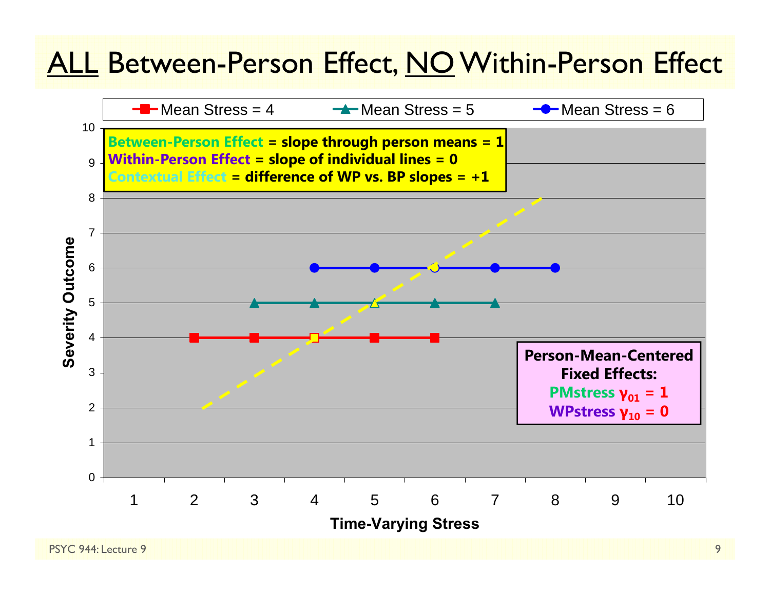# ALL Between-Person Effect, NO Within-Person Effect

Mean Stress = 4 | Mean Stress = 5 | Mean Stress = 6

**Between-Person Effect = slope through person means = 1**
**Within-Person Effect = slope of individual lines = 0**
**Contextual Effect = difference of WP vs. BP slopes = +1**

**Person-Mean-Centered Fixed Effects:**
**PMstress $\gamma_{01}$ = 1**
**WPstress $\gamma_{10}$ = 0**

Severity Outcome

Time-Varying Stress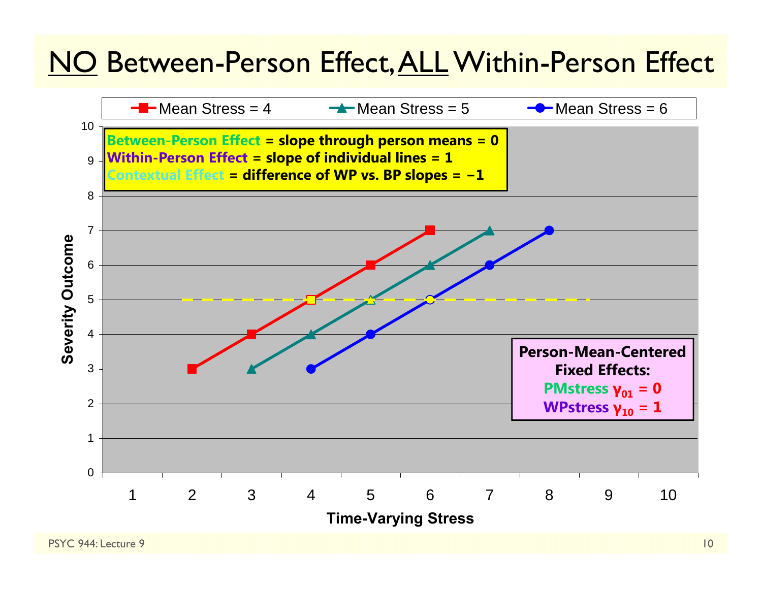# NO Between-Person Effect, ALL Within-Person Effect

- Mean Stress = 4
- Mean Stress = 5
- Mean Stress = 6

**Between-Person Effect = slope through person means = 0**
**Within-Person Effect = slope of individual lines = 1**
**Contextual Effect = difference of WP vs. BP slopes = −1**

Severity Outcome

Time-Varying Stress

**Person-Mean-Centered Fixed Effects:**
**PMstress $\gamma_{01}$ = 0**
**WPstress $\gamma_{10}$ = 1**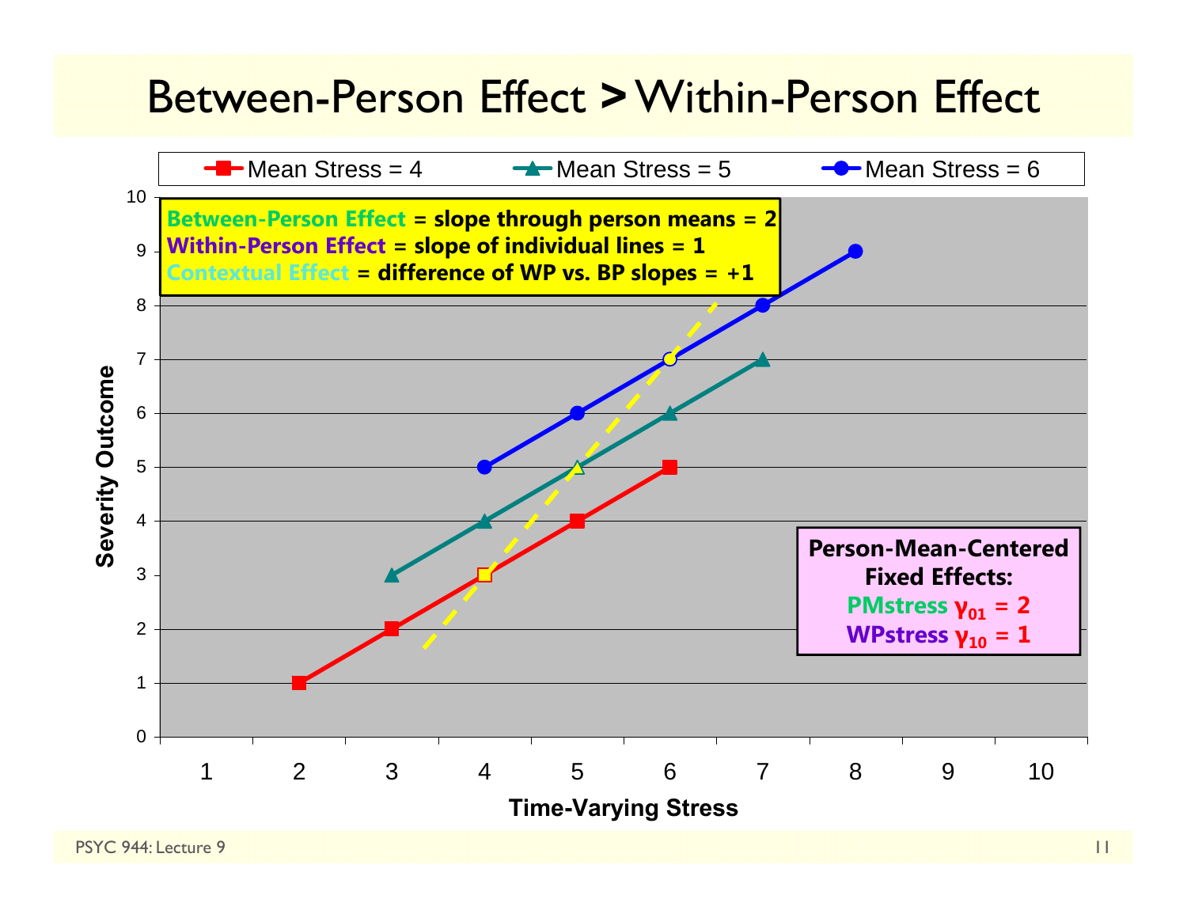# Between-Person Effect > Within-Person Effect

Legend: Mean Stress = 4; Mean Stress = 5; Mean Stress = 6

**Between-Person Effect** = slope through person means = 2
**Within-Person Effect** = slope of individual lines = 1
**Contextual Effect** = difference of WP vs. BP slopes = +1

**Person-Mean-Centered Fixed Effects:**
**PMstress $\gamma_{01}$ = 2**
**WPstress $\gamma_{10}$ = 1**

Y-axis: Severity Outcome (0–10)

X-axis: Time-Varying Stress (1–10)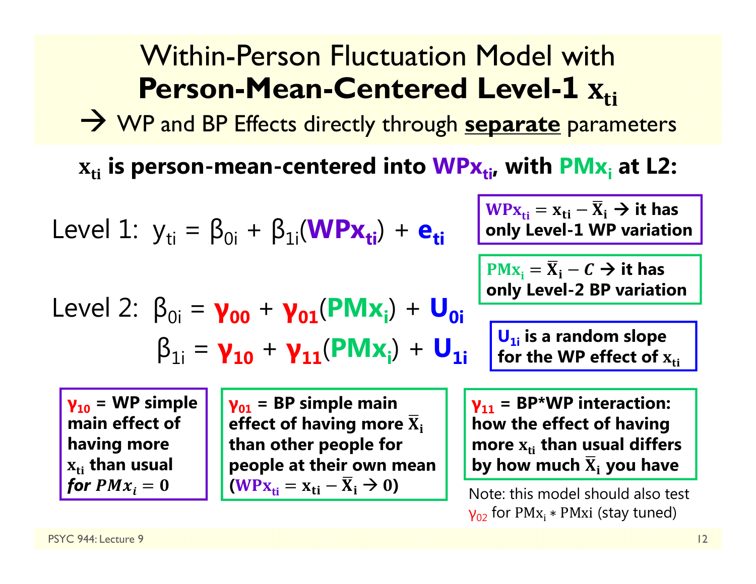# Within-Person Fluctuation Model with **Person-Mean-Centered Level-1 $x_{ti}$**

→ WP and BP Effects directly through **separate** parameters

**$x_{ti}$ is person-mean-centered into $WPx_{ti}$, with $PMx_i$ at L2:**

Level 1: $y_{ti} = \beta_{0i} + \beta_{1i}(WPx_{ti}) + e_{ti}$

Level 2: $\beta_{0i} = \gamma_{00} + \gamma_{01}(PMx_i) + U_{0i}$

$\beta_{1i} = \gamma_{10} + \gamma_{11}(PMx_i) + U_{1i}$

**$WPx_{ti} = x_{ti} - \bar{X}_i$ → it has only Level-1 WP variation**

**$PMx_i = \bar{X}_i - C$ → it has only Level-2 BP variation**

**$U_{1i}$ is a random slope for the WP effect of $x_{ti}$**

**$\gamma_{10}$ = WP simple main effect of having more $x_{ti}$ than usual *for $PMx_i = 0$***

**$\gamma_{01}$ = BP simple main effect of having more $\bar{X}_i$ than other people for people at their own mean ($WPx_{ti} = x_{ti} - \bar{X}_i$ → 0)**

**$\gamma_{11}$ = BP*WP interaction: how the effect of having more $x_{ti}$ than usual differs by how much $\bar{X}_i$ you have**

Note: this model should also test $\gamma_{02}$ for $PMx_i * PMxi$ (stay tuned)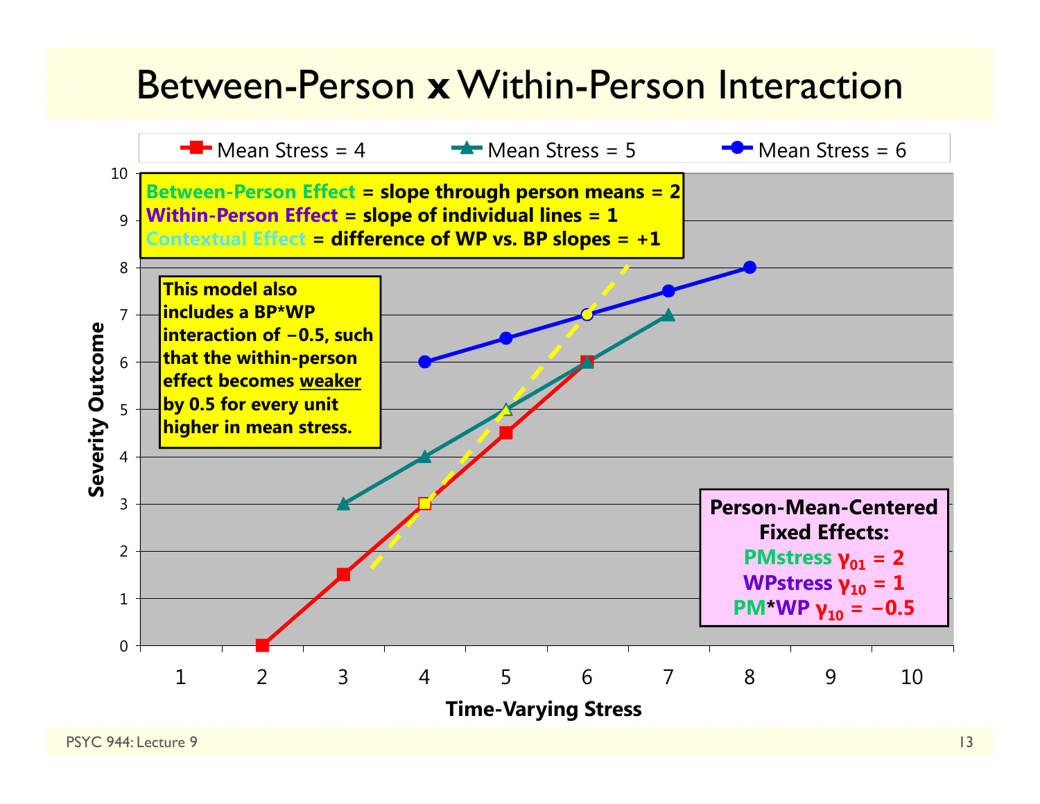# Between-Person x Within-Person Interaction

Mean Stress = 4 | Mean Stress = 5 | Mean Stress = 6

**Between-Person Effect = slope through person means = 2**
**Within-Person Effect = slope of individual lines = 1**
**Contextual Effect = difference of WP vs. BP slopes = +1**

**This model also includes a BP*WP interaction of −0.5, such that the within-person effect becomes <u>weaker</u> by 0.5 for every unit higher in mean stress.**

**Person-Mean-Centered Fixed Effects:**
**PMstress $\gamma_{01}$ = 2**
**WPstress $\gamma_{10}$ = 1**
**PM*WP $\gamma_{10}$ = −0.5**

Severity Outcome

Time-Varying Stress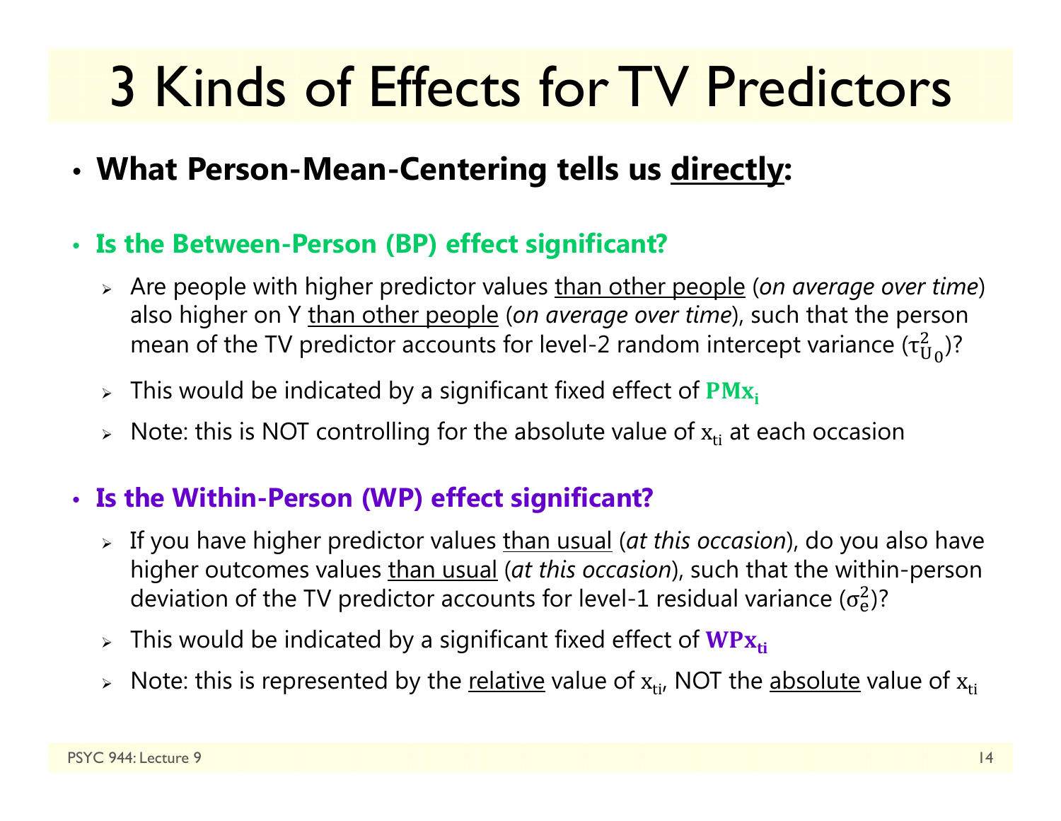# 3 Kinds of Effects for TV Predictors

- **What Person-Mean-Centering tells us directly:**

- **Is the Between-Person (BP) effect significant?**
  - Are people with higher predictor values than other people (*on average over time*) also higher on Y than other people (*on average over time*), such that the person mean of the TV predictor accounts for level-2 random intercept variance ($\tau^2_{U_0}$)?
  - This would be indicated by a significant fixed effect of $\mathbf{PMx_i}$
  - Note: this is NOT controlling for the absolute value of $x_{ti}$ at each occasion

- **Is the Within-Person (WP) effect significant?**
  - If you have higher predictor values than usual (*at this occasion*), do you also have higher outcomes values than usual (*at this occasion*), such that the within-person deviation of the TV predictor accounts for level-1 residual variance ($\sigma^2_e$)?
  - This would be indicated by a significant fixed effect of $\mathbf{WPx_{ti}}$
  - Note: this is represented by the relative value of $x_{ti}$, NOT the absolute value of $x_{ti}$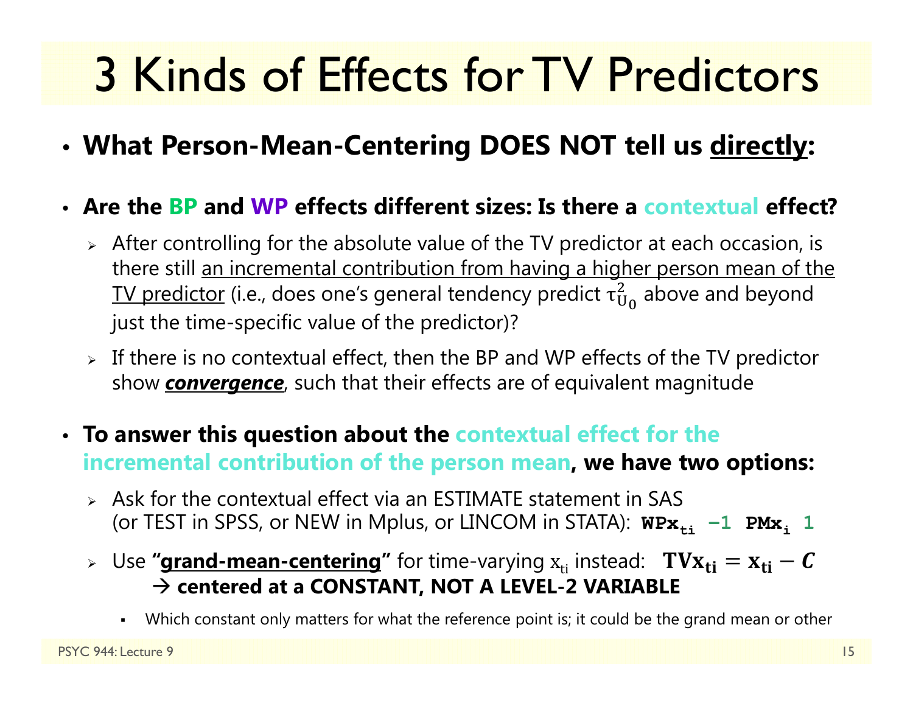# 3 Kinds of Effects for TV Predictors

- **What Person-Mean-Centering DOES NOT tell us <u>directly</u>:**

- **Are the BP and WP effects different sizes: Is there a contextual effect?**
  - After controlling for the absolute value of the TV predictor at each occasion, is there still <u>an incremental contribution from having a higher person mean of the TV predictor</u> (i.e., does one's general tendency predict $\tau^2_{U_0}$ above and beyond just the time-specific value of the predictor)?
  - If there is no contextual effect, then the BP and WP effects of the TV predictor show ***<u>convergence</u>***, such that their effects are of equivalent magnitude

- **To answer this question about the contextual effect for the incremental contribution of the person mean, we have two options:**
  - Ask for the contextual effect via an ESTIMATE statement in SAS (or TEST in SPSS, or NEW in Mplus, or LINCOM in STATA): $\mathbf{WPx_{ti}}$ **−1** $\mathbf{PMx_{i}}$ **1**
  - Use **"<u>grand-mean-centering</u>"** for time-varying $x_{ti}$ instead: $\mathbf{TVx_{ti} = x_{ti} - \mathit{C}}$
    → **centered at a CONSTANT, NOT A LEVEL-2 VARIABLE**
    - Which constant only matters for what the reference point is; it could be the grand mean or other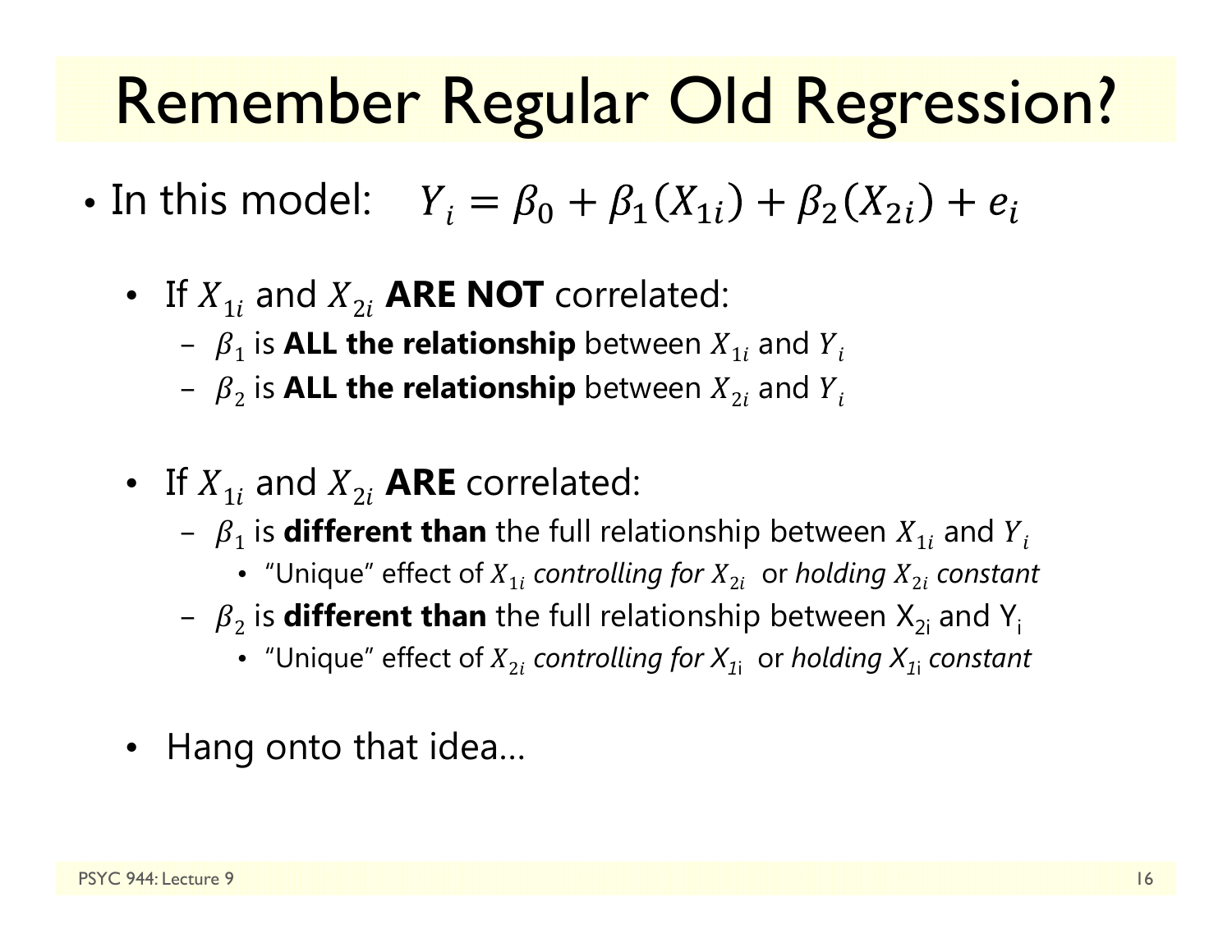# Remember Regular Old Regression?

- In this model: $Y_i = \beta_0 + \beta_1(X_{1i}) + \beta_2(X_{2i}) + e_i$

  - If $X_{1i}$ and $X_{2i}$ **ARE NOT** correlated:
    - $\beta_1$ is **ALL the relationship** between $X_{1i}$ and $Y_i$
    - $\beta_2$ is **ALL the relationship** between $X_{2i}$ and $Y_i$

  - If $X_{1i}$ and $X_{2i}$ **ARE** correlated:
    - $\beta_1$ is **different than** the full relationship between $X_{1i}$ and $Y_i$
      - "Unique" effect of $X_{1i}$ *controlling for* $X_{2i}$ or *holding* $X_{2i}$ *constant*
    - $\beta_2$ is **different than** the full relationship between $X_{2i}$ and $Y_i$
      - "Unique" effect of $X_{2i}$ *controlling for* $X_{1i}$ or *holding* $X_{1i}$ *constant*

  - Hang onto that idea…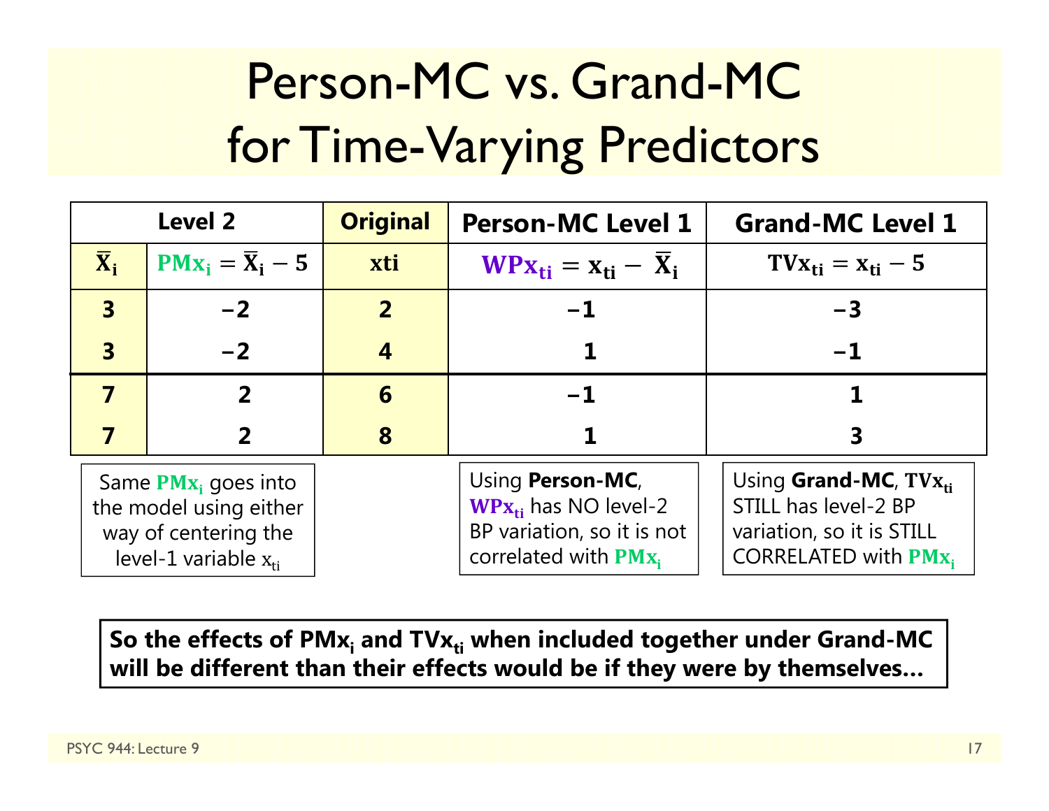# Person-MC vs. Grand-MC for Time-Varying Predictors

| Level 2 | | Original | Person-MC Level 1 | Grand-MC Level 1 |
|---|---|---|---|---|
| $\bar{X}_i$ | $PMx_i = \bar{X}_i - 5$ | xti | $WPx_{ti} = x_{ti} - \bar{X}_i$ | $TVx_{ti} = x_{ti} - 5$ |
| 3 | −2 | 2 | −1 | −3 |
| 3 | −2 | 4 | 1 | −1 |
| 7 | 2 | 6 | −1 | 1 |
| 7 | 2 | 8 | 1 | 3 |

Same $PMx_i$ goes into the model using either way of centering the level-1 variable $x_{ti}$

Using **Person-MC**, $WPx_{ti}$ has NO level-2 BP variation, so it is not correlated with $PMx_i$

Using **Grand-MC**, $TVx_{ti}$ STILL has level-2 BP variation, so it is STILL CORRELATED with $PMx_i$

**So the effects of $PMx_i$ and $TVx_{ti}$ when included together under Grand-MC will be different than their effects would be if they were by themselves…**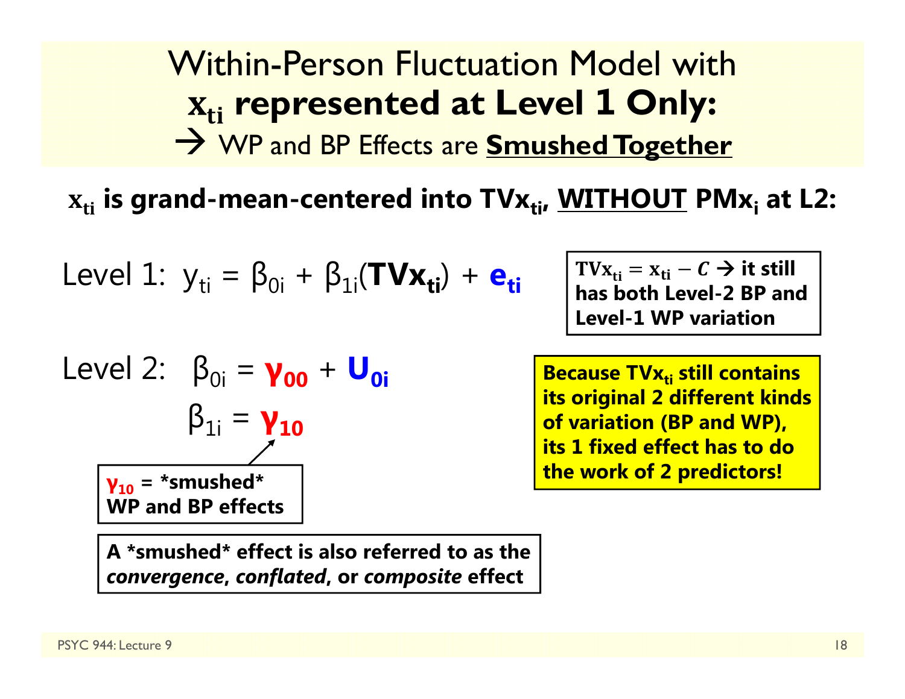# Within-Person Fluctuation Model with $\mathbf{x_{ti}}$ represented at Level 1 Only:

## → WP and BP Effects are **Smushed Together**

**$\mathbf{x_{ti}}$ is grand-mean-centered into $\mathbf{TVx_{ti}}$, WITHOUT $\mathbf{PMx_i}$ at L2:**

Level 1: $y_{ti} = \beta_{0i} + \beta_{1i}(\mathbf{TVx_{ti}}) + e_{ti}$

**$\mathrm{TVx_{ti}} = \mathrm{x_{ti}} - C$ → it still has both Level-2 BP and Level-1 WP variation**

Level 2: $\beta_{0i} = \gamma_{00} + U_{0i}$

$\beta_{1i} = \gamma_{10}$

**$\gamma_{10}$ = *smushed* WP and BP effects**

**Because $\mathrm{TVx_{ti}}$ still contains its original 2 different kinds of variation (BP and WP), its 1 fixed effect has to do the work of 2 predictors!**

**A *smushed* effect is also referred to as the *convergence*, *conflated*, or *composite* effect**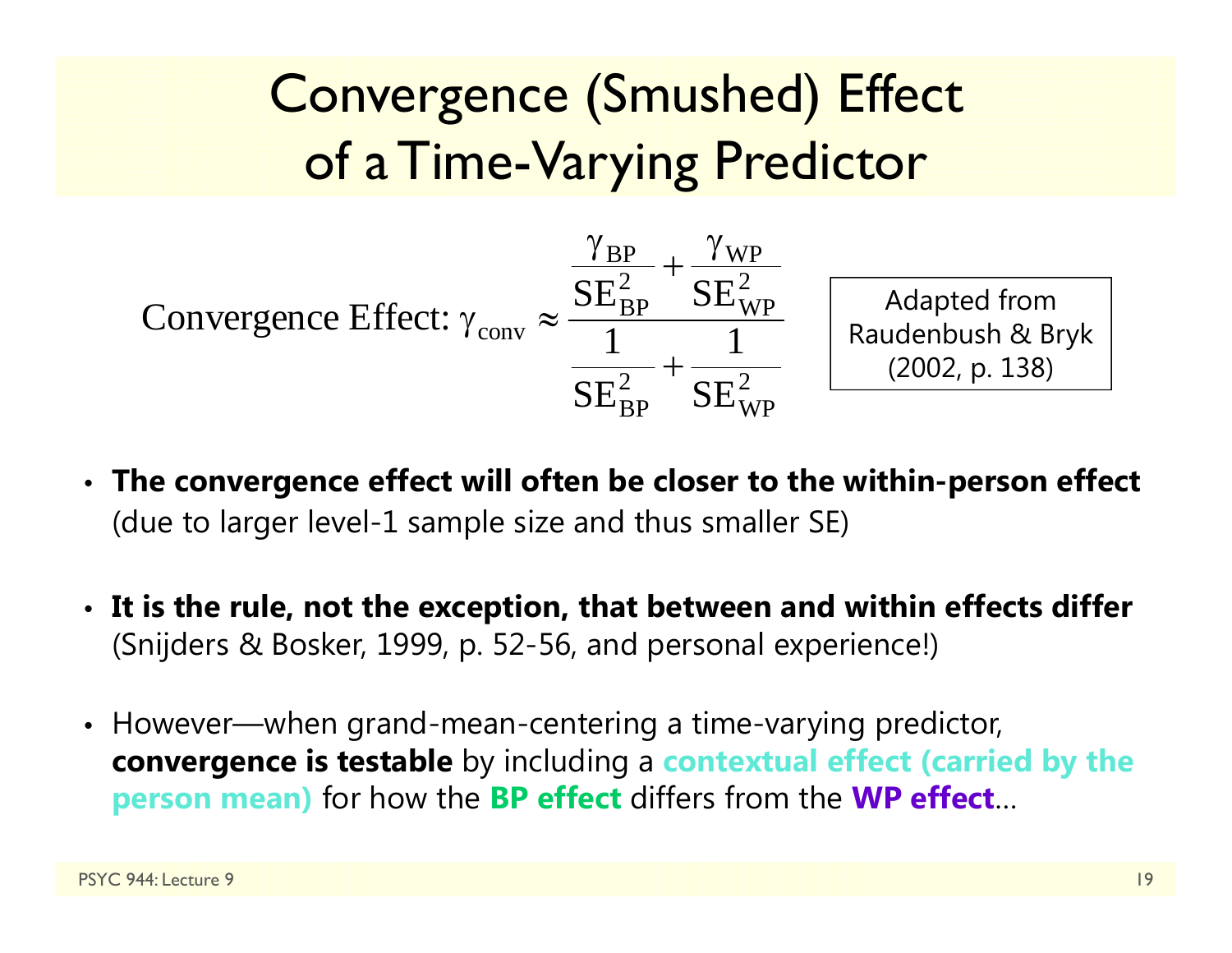# Convergence (Smushed) Effect of a Time-Varying Predictor

$$\text{Convergence Effect: } \gamma_{\text{conv}} \approx \frac{\dfrac{\gamma_{\text{BP}}}{\text{SE}_{\text{BP}}^2} + \dfrac{\gamma_{\text{WP}}}{\text{SE}_{\text{WP}}^2}}{\dfrac{1}{\text{SE}_{\text{BP}}^2} + \dfrac{1}{\text{SE}_{\text{WP}}^2}}$$

Adapted from Raudenbush & Bryk (2002, p. 138)

- **The convergence effect will often be closer to the within-person effect** (due to larger level-1 sample size and thus smaller SE)
- **It is the rule, not the exception, that between and within effects differ** (Snijders & Bosker, 1999, p. 52-56, and personal experience!)
- However—when grand-mean-centering a time-varying predictor, **convergence is testable** by including a **contextual effect (carried by the person mean)** for how the **BP effect** differs from the **WP effect**…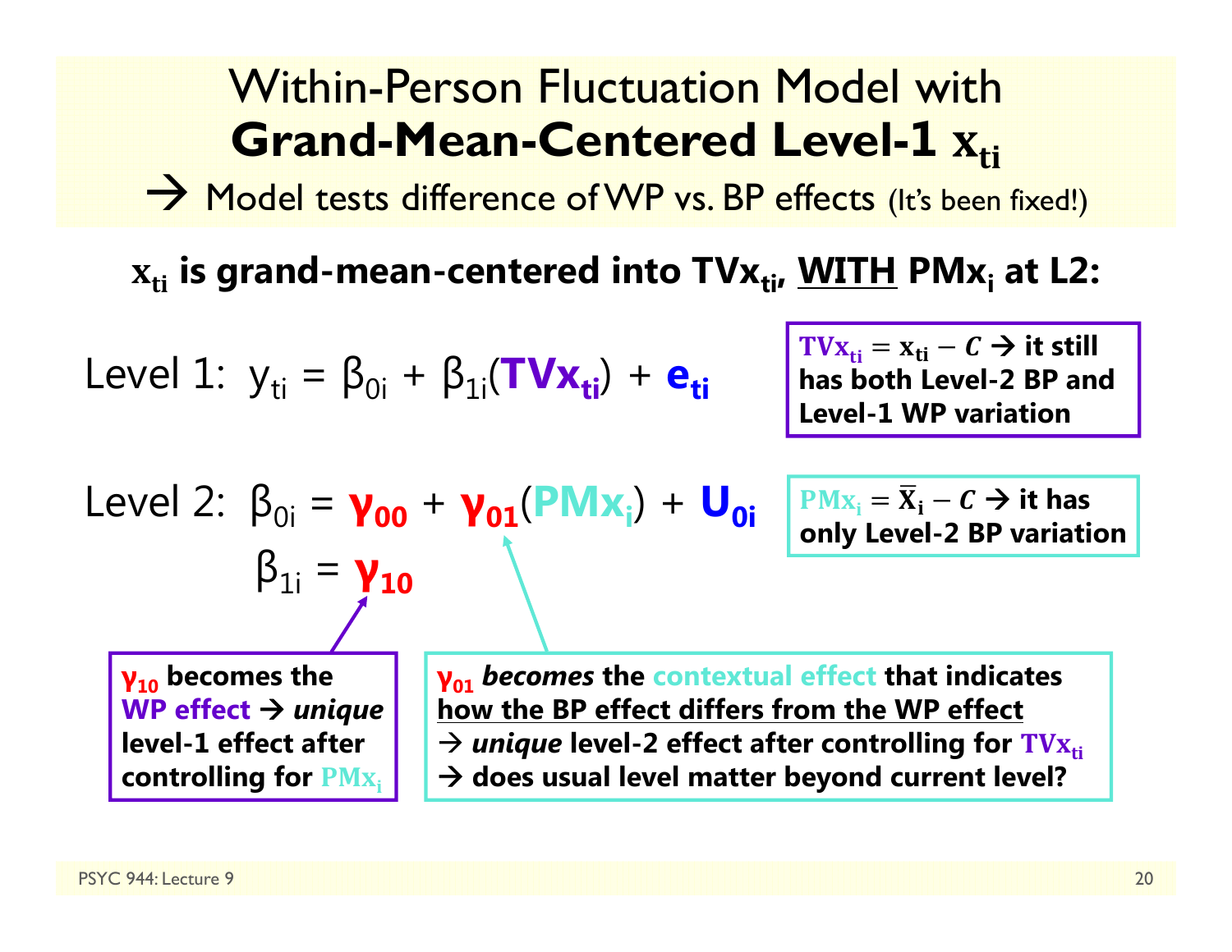# Within-Person Fluctuation Model with **Grand-Mean-Centered Level-1 $x_{ti}$**

→ Model tests difference of WP vs. BP effects (It's been fixed!)

**$x_{ti}$ is grand-mean-centered into $TVx_{ti}$, WITH $PMx_i$ at L2:**

Level 1: $y_{ti} = \beta_{0i} + \beta_{1i}(TVx_{ti}) + e_{ti}$

**$TVx_{ti} = x_{ti} - C$ → it still has both Level-2 BP and Level-1 WP variation**

Level 2: $\beta_{0i} = \gamma_{00} + \gamma_{01}(PMx_i) + U_{0i}$

$\beta_{1i} = \gamma_{10}$

**$PMx_i = \bar{X}_i - C$ → it has only Level-2 BP variation**

**$\gamma_{10}$ becomes the WP effect → *unique* level-1 effect after controlling for $PMx_i$**

**$\gamma_{01}$ *becomes* the contextual effect that indicates how the BP effect differs from the WP effect → *unique* level-2 effect after controlling for $TVx_{ti}$ → does usual level matter beyond current level?**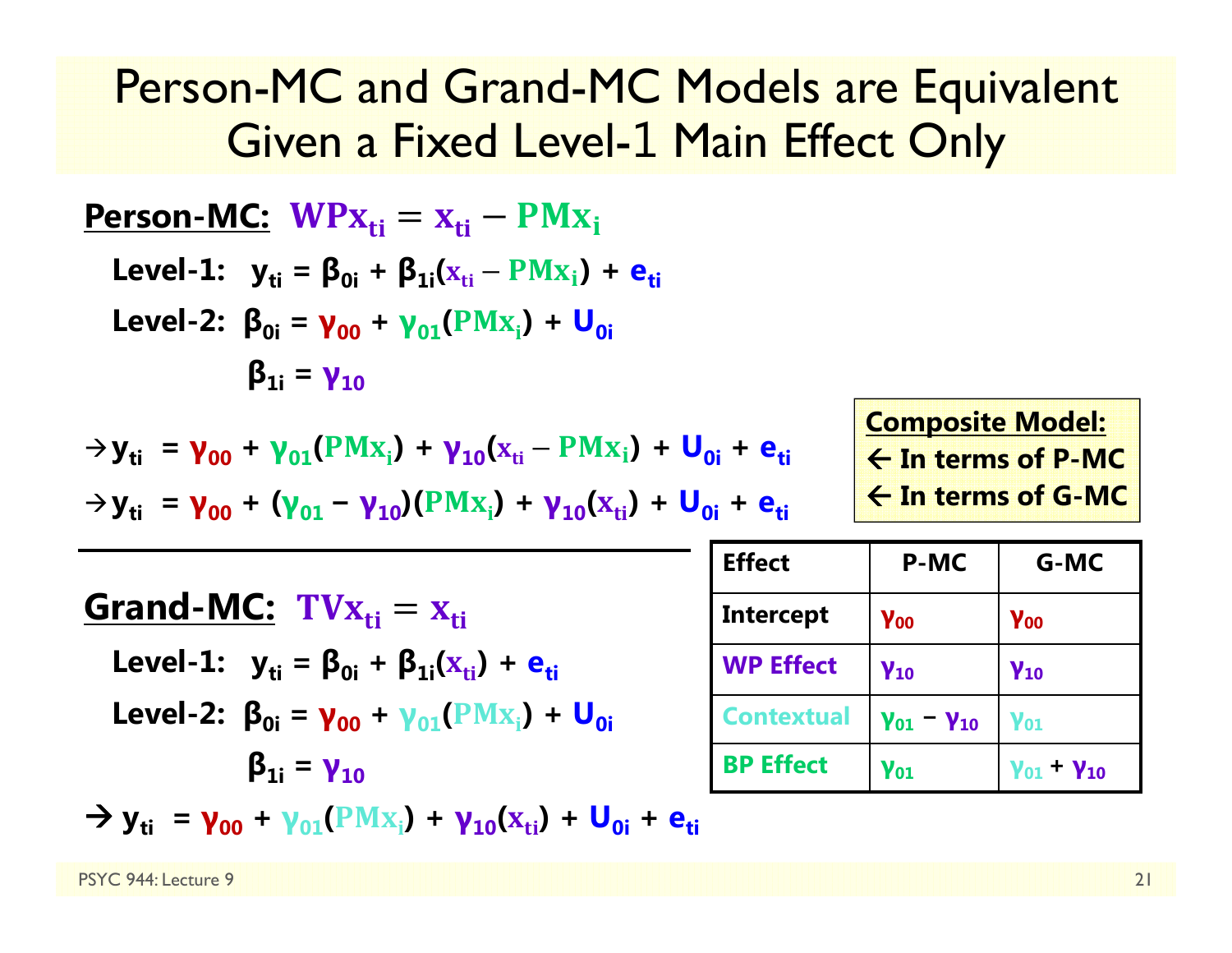# Person-MC and Grand-MC Models are Equivalent Given a Fixed Level-1 Main Effect Only

**Person-MC:** $\mathrm{WPx_{ti}} = \mathrm{x_{ti}} - \mathrm{PMx_i}$

**Level-1:** $y_{ti} = \beta_{0i} + \beta_{1i}(x_{ti} - PMx_i) + e_{ti}$

**Level-2:** $\beta_{0i} = \gamma_{00} + \gamma_{01}(PMx_i) + U_{0i}$

$\beta_{1i} = \gamma_{10}$

$\rightarrow y_{ti} = \gamma_{00} + \gamma_{01}(PMx_i) + \gamma_{10}(x_{ti} - PMx_i) + U_{0i} + e_{ti}$

$\rightarrow y_{ti} = \gamma_{00} + (\gamma_{01} - \gamma_{10})(PMx_i) + \gamma_{10}(x_{ti}) + U_{0i} + e_{ti}$

**Composite Model:**
← In terms of P-MC
← In terms of G-MC

---

**Grand-MC:** $\mathrm{TVx_{ti}} = \mathrm{x_{ti}}$

**Level-1:** $y_{ti} = \beta_{0i} + \beta_{1i}(x_{ti}) + e_{ti}$

**Level-2:** $\beta_{0i} = \gamma_{00} + \gamma_{01}(PMx_i) + U_{0i}$

$\beta_{1i} = \gamma_{10}$

$\rightarrow y_{ti} = \gamma_{00} + \gamma_{01}(PMx_i) + \gamma_{10}(x_{ti}) + U_{0i} + e_{ti}$

| Effect | P-MC | G-MC |
|---|---|---|
| Intercept | $\gamma_{00}$ | $\gamma_{00}$ |
| WP Effect | $\gamma_{10}$ | $\gamma_{10}$ |
| Contextual | $\gamma_{01} - \gamma_{10}$ | $\gamma_{01}$ |
| BP Effect | $\gamma_{01}$ | $\gamma_{01} + \gamma_{10}$ |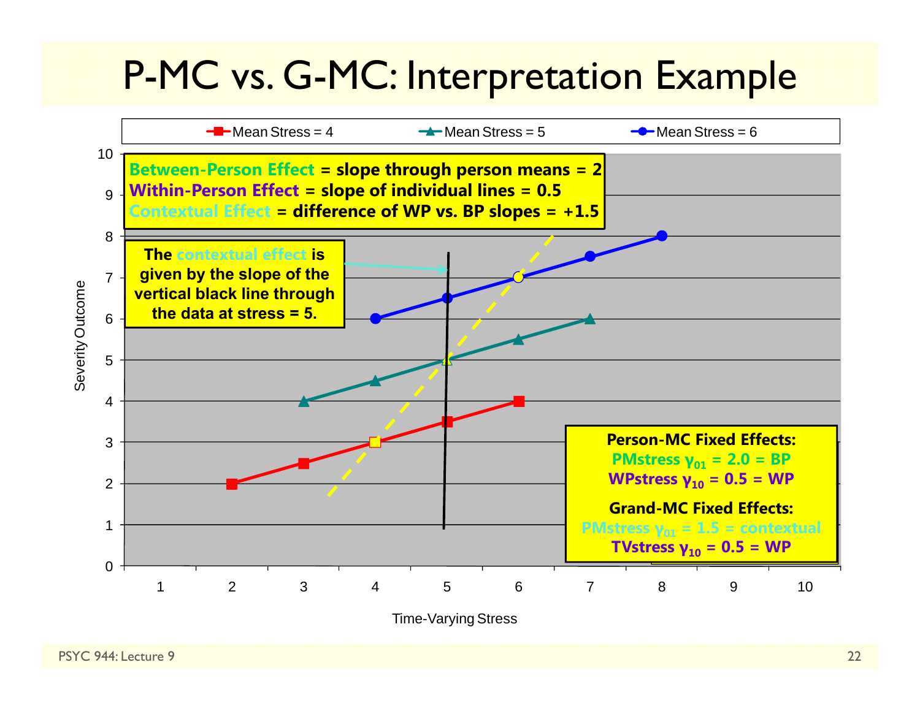# P-MC vs. G-MC: Interpretation Example

Mean Stress = 4 | Mean Stress = 5 | Mean Stress = 6

**Between-Person Effect = slope through person means = 2**
**Within-Person Effect = slope of individual lines = 0.5**
**Contextual Effect = difference of WP vs. BP slopes = +1.5**

**The contextual effect is given by the slope of the vertical black line through the data at stress = 5.**

**Person-MC Fixed Effects:**
**PMstress $\gamma_{01}$ = 2.0 = BP**
**WPstress $\gamma_{10}$ = 0.5 = WP**

**Grand-MC Fixed Effects:**
**PMstress $\gamma_{01}$ = 1.5 = contextual**
**TVstress $\gamma_{10}$ = 0.5 = WP**

Severity Outcome

Time-Varying Stress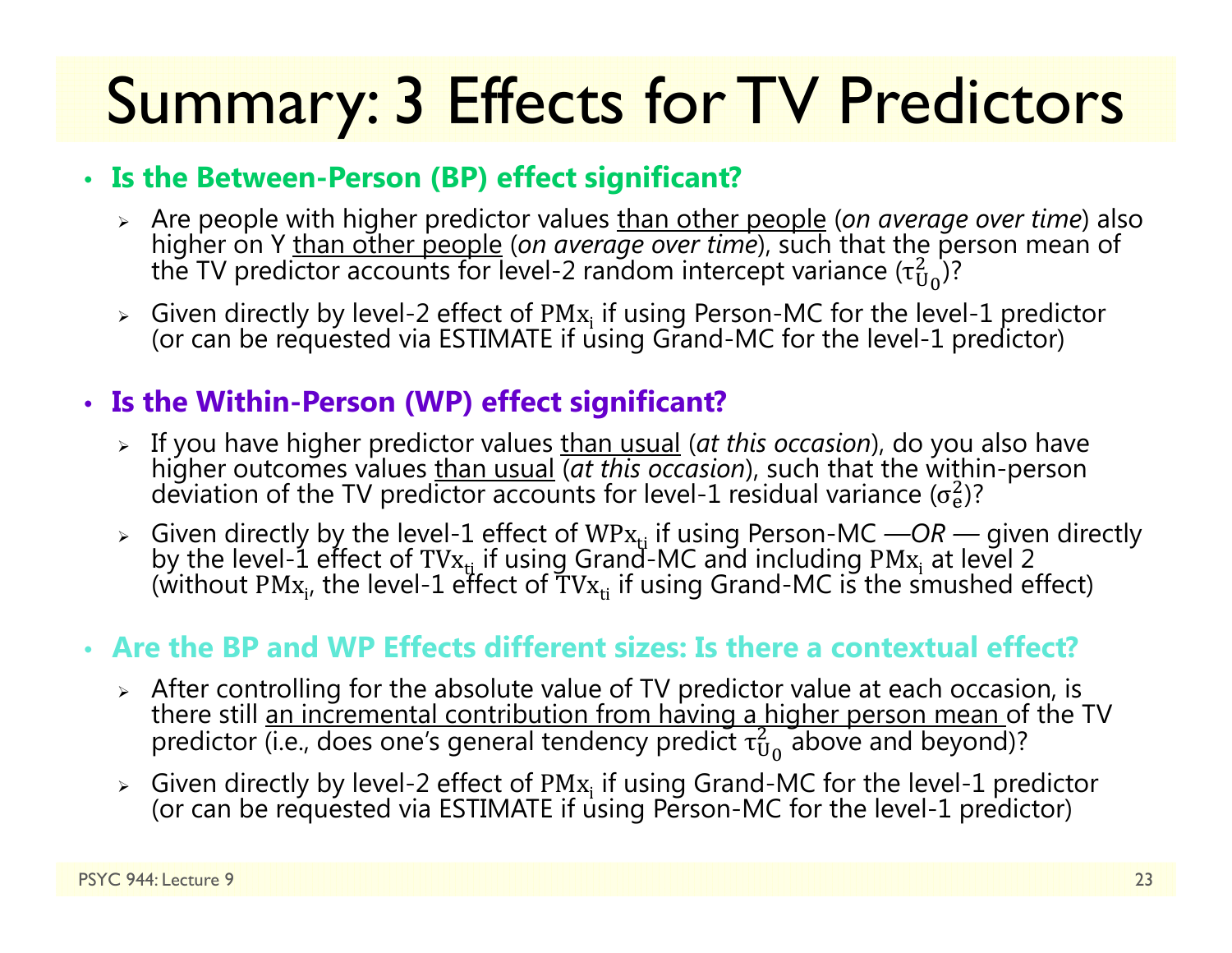# Summary: 3 Effects for TV Predictors

- **Is the Between-Person (BP) effect significant?**
  - Are people with higher predictor values than other people (*on average over time*) also higher on Y than other people (*on average over time*), such that the person mean of the TV predictor accounts for level-2 random intercept variance ($\tau^2_{U_0}$)?
  - Given directly by level-2 effect of $\text{PMx}_i$ if using Person-MC for the level-1 predictor (or can be requested via ESTIMATE if using Grand-MC for the level-1 predictor)

- **Is the Within-Person (WP) effect significant?**
  - If you have higher predictor values than usual (*at this occasion*), do you also have higher outcomes values than usual (*at this occasion*), such that the within-person deviation of the TV predictor accounts for level-1 residual variance ($\sigma^2_e$)?
  - Given directly by the level-1 effect of $\text{WPx}_{ti}$ if using Person-MC —*OR* — given directly by the level-1 effect of $\text{TVx}_{ti}$ if using Grand-MC and including $\text{PMx}_i$ at level 2 (without $\text{PMx}_i$, the level-1 effect of $\text{TVx}_{ti}$ if using Grand-MC is the smushed effect)

- **Are the BP and WP Effects different sizes: Is there a contextual effect?**
  - After controlling for the absolute value of TV predictor value at each occasion, is there still an incremental contribution from having a higher person mean of the TV predictor (i.e., does one's general tendency predict $\tau^2_{U_0}$ above and beyond)?
  - Given directly by level-2 effect of $\text{PMx}_i$ if using Grand-MC for the level-1 predictor (or can be requested via ESTIMATE if using Person-MC for the level-1 predictor)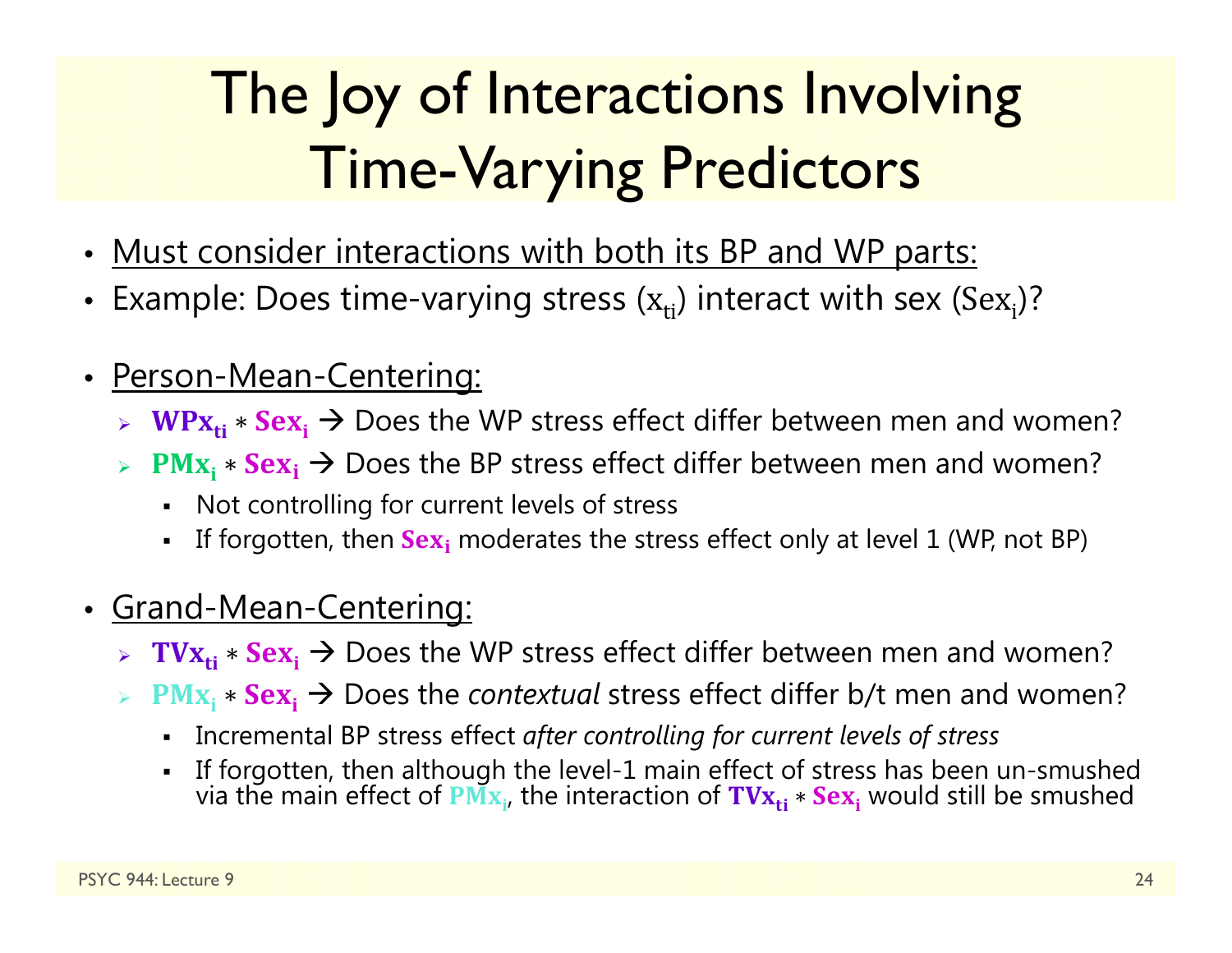# The Joy of Interactions Involving Time-Varying Predictors

- <u>Must consider interactions with both its BP and WP parts:</u>
- Example: Does time-varying stress ($x_{ti}$) interact with sex ($Sex_i$)?

- <u>Person-Mean-Centering:</u>
  - $\mathbf{WPx_{ti}} * \mathbf{Sex_i}$ → Does the WP stress effect differ between men and women?
  - $\mathbf{PMx_i} * \mathbf{Sex_i}$ → Does the BP stress effect differ between men and women?
    - Not controlling for current levels of stress
    - If forgotten, then $\mathbf{Sex_i}$ moderates the stress effect only at level 1 (WP, not BP)

- <u>Grand-Mean-Centering:</u>
  - $\mathbf{TVx_{ti}} * \mathbf{Sex_i}$ → Does the WP stress effect differ between men and women?
  - $\mathbf{PMx_i} * \mathbf{Sex_i}$ → Does the *contextual* stress effect differ b/t men and women?
    - Incremental BP stress effect *after controlling for current levels of stress*
    - If forgotten, then although the level-1 main effect of stress has been un-smushed via the main effect of $\mathbf{PMx_i}$, the interaction of $\mathbf{TVx_{ti}} * \mathbf{Sex_i}$ would still be smushed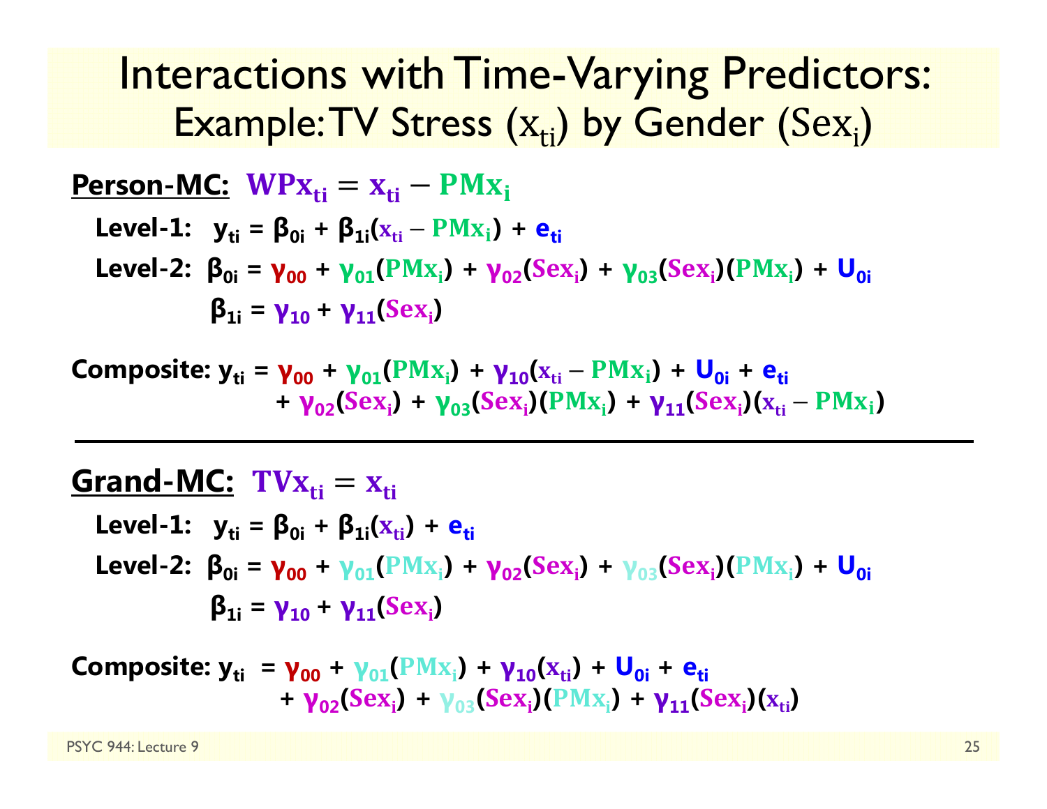# Interactions with Time-Varying Predictors: Example: TV Stress ($x_{ti}$) by Gender ($Sex_i$)

**Person-MC:** $WPx_{ti} = x_{ti} - PMx_i$

**Level-1:** $y_{ti} = \beta_{0i} + \beta_{1i}(x_{ti} - PMx_i) + e_{ti}$

**Level-2:** $\beta_{0i} = \gamma_{00} + \gamma_{01}(PMx_i) + \gamma_{02}(Sex_i) + \gamma_{03}(Sex_i)(PMx_i) + U_{0i}$

$\beta_{1i} = \gamma_{10} + \gamma_{11}(Sex_i)$

**Composite:** $y_{ti} = \gamma_{00} + \gamma_{01}(PMx_i) + \gamma_{10}(x_{ti} - PMx_i) + U_{0i} + e_{ti}$
$+ \gamma_{02}(Sex_i) + \gamma_{03}(Sex_i)(PMx_i) + \gamma_{11}(Sex_i)(x_{ti} - PMx_i)$

---

**Grand-MC:** $TVx_{ti} = x_{ti}$

**Level-1:** $y_{ti} = \beta_{0i} + \beta_{1i}(x_{ti}) + e_{ti}$

**Level-2:** $\beta_{0i} = \gamma_{00} + \gamma_{01}(PMx_i) + \gamma_{02}(Sex_i) + \gamma_{03}(Sex_i)(PMx_i) + U_{0i}$

$\beta_{1i} = \gamma_{10} + \gamma_{11}(Sex_i)$

**Composite:** $y_{ti} = \gamma_{00} + \gamma_{01}(PMx_i) + \gamma_{10}(x_{ti}) + U_{0i} + e_{ti}$
$+ \gamma_{02}(Sex_i) + \gamma_{03}(Sex_i)(PMx_i) + \gamma_{11}(Sex_i)(x_{ti})$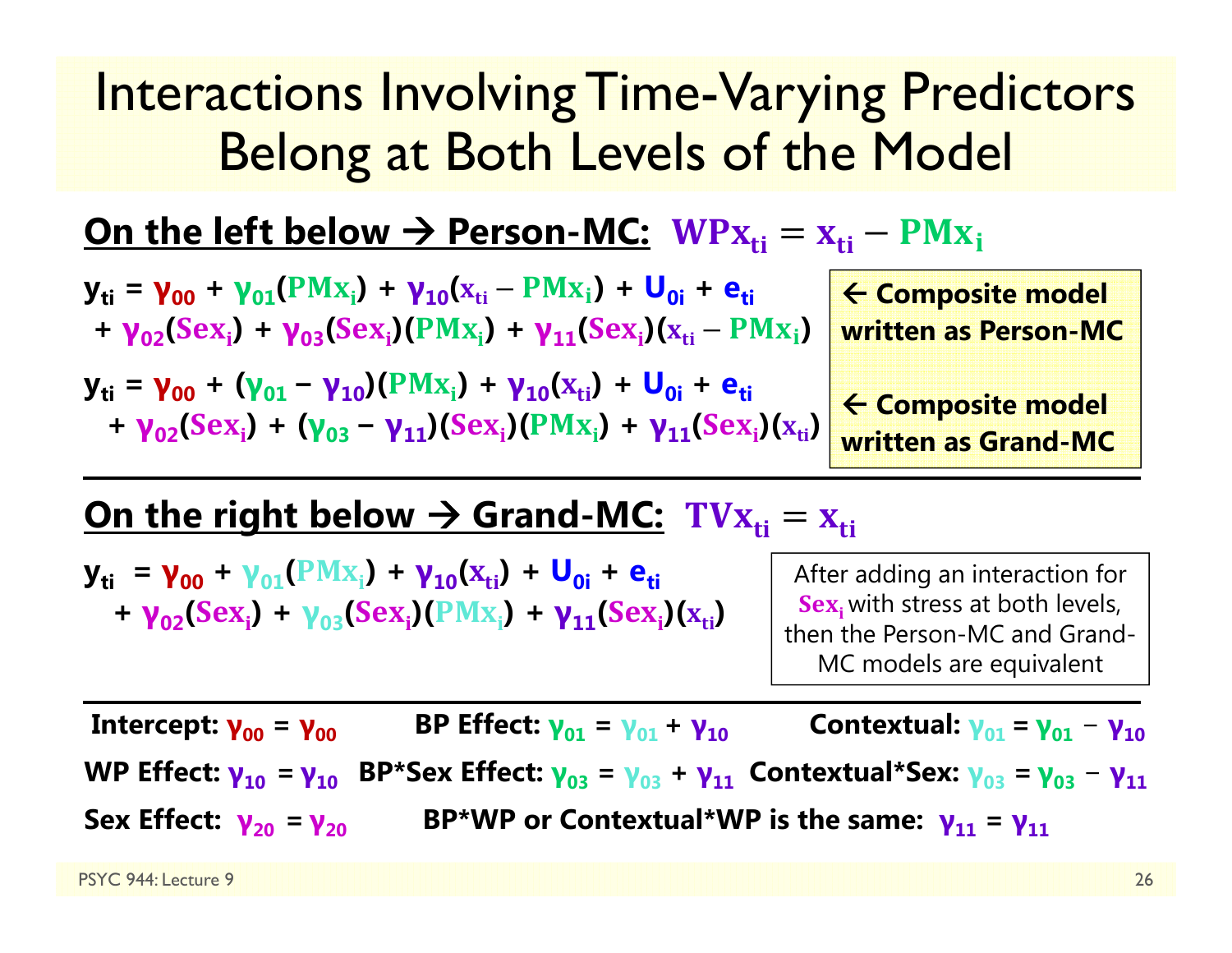# Interactions Involving Time-Varying Predictors Belong at Both Levels of the Model

**On the left below → Person-MC:** $\mathrm{WPx}_{ti} = \mathrm{x}_{ti} - \mathrm{PMx}_{i}$

$$y_{ti} = \gamma_{00} + \gamma_{01}(\mathrm{PMx}_i) + \gamma_{10}(\mathrm{x}_{ti} - \mathrm{PMx}_i) + U_{0i} + e_{ti} + \gamma_{02}(\mathrm{Sex}_i) + \gamma_{03}(\mathrm{Sex}_i)(\mathrm{PMx}_i) + \gamma_{11}(\mathrm{Sex}_i)(\mathrm{x}_{ti} - \mathrm{PMx}_i)$$

**← Composite model written as Person-MC**

$$y_{ti} = \gamma_{00} + (\gamma_{01} - \gamma_{10})(\mathrm{PMx}_i) + \gamma_{10}(\mathrm{x}_{ti}) + U_{0i} + e_{ti} + \gamma_{02}(\mathrm{Sex}_i) + (\gamma_{03} - \gamma_{11})(\mathrm{Sex}_i)(\mathrm{PMx}_i) + \gamma_{11}(\mathrm{Sex}_i)(\mathrm{x}_{ti})$$

**← Composite model written as Grand-MC**

**On the right below → Grand-MC:** $\mathrm{TVx}_{ti} = \mathrm{x}_{ti}$

$$y_{ti} = \gamma_{00} + \gamma_{01}(\mathrm{PMx}_i) + \gamma_{10}(\mathrm{x}_{ti}) + U_{0i} + e_{ti} + \gamma_{02}(\mathrm{Sex}_i) + \gamma_{03}(\mathrm{Sex}_i)(\mathrm{PMx}_i) + \gamma_{11}(\mathrm{Sex}_i)(\mathrm{x}_{ti})$$

After adding an interaction for $\mathrm{Sex}_i$ with stress at both levels, then the Person-MC and Grand-MC models are equivalent

**Intercept:** $\gamma_{00} = \gamma_{00}$ **BP Effect:** $\gamma_{01} = \gamma_{01} + \gamma_{10}$ **Contextual:** $\gamma_{01} = \gamma_{01} - \gamma_{10}$

**WP Effect:** $\gamma_{10} = \gamma_{10}$ **BP\*Sex Effect:** $\gamma_{03} = \gamma_{03} + \gamma_{11}$ **Contextual\*Sex:** $\gamma_{03} = \gamma_{03} - \gamma_{11}$

**Sex Effect:** $\gamma_{20} = \gamma_{20}$ **BP\*WP or Contextual\*WP is the same:** $\gamma_{11} = \gamma_{11}$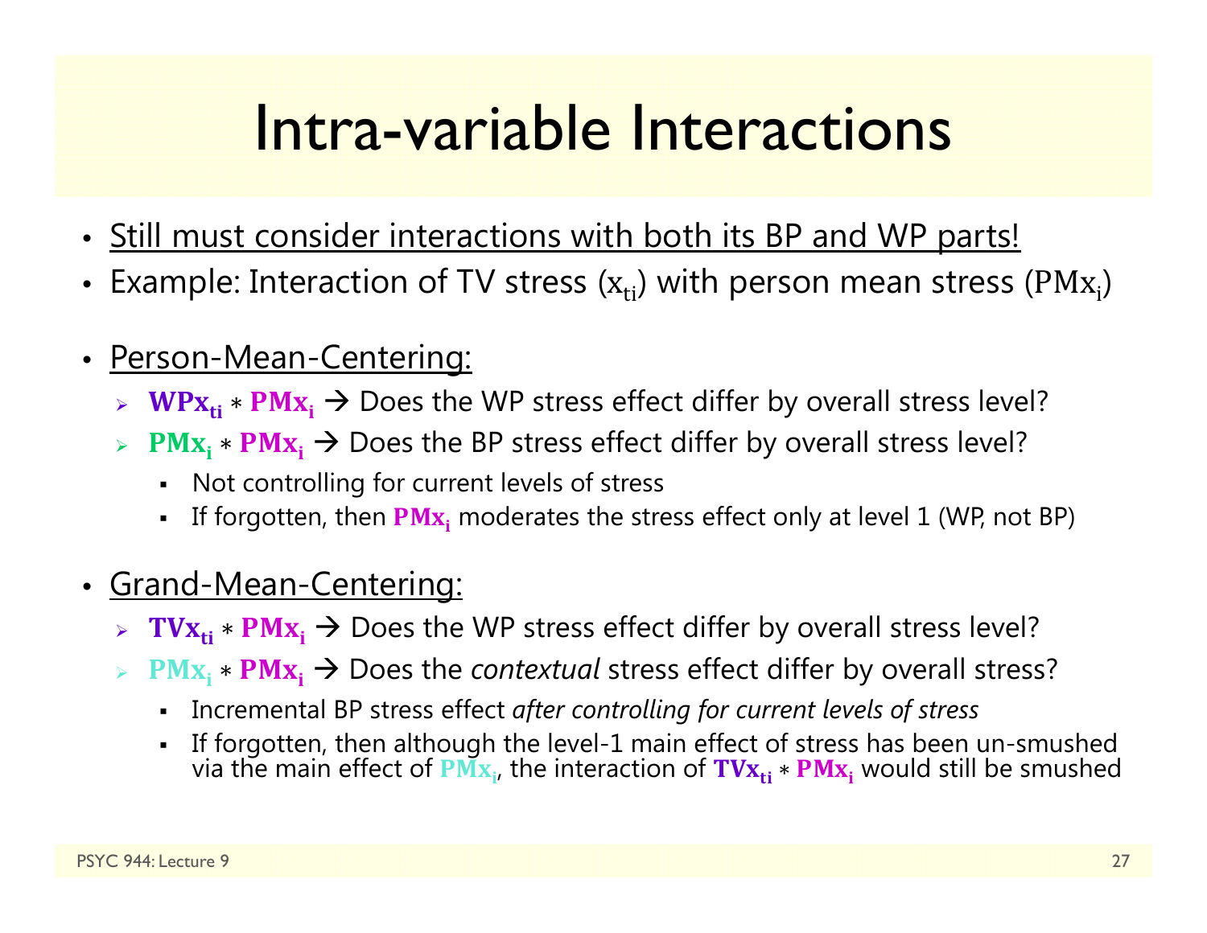# Intra-variable Interactions

- Still must consider interactions with both its BP and WP parts!
- Example: Interaction of TV stress ($x_{ti}$) with person mean stress ($PMx_i$)

- Person-Mean-Centering:
  - $\mathbf{WPx_{ti}} * \mathbf{PMx_i}$ → Does the WP stress effect differ by overall stress level?
  - $\mathbf{PMx_i} * \mathbf{PMx_i}$ → Does the BP stress effect differ by overall stress level?
    - Not controlling for current levels of stress
    - If forgotten, then $\mathbf{PMx_i}$ moderates the stress effect only at level 1 (WP, not BP)

- Grand-Mean-Centering:
  - $\mathbf{TVx_{ti}} * \mathbf{PMx_i}$ → Does the WP stress effect differ by overall stress level?
  - $\mathbf{PMx_i} * \mathbf{PMx_i}$ → Does the *contextual* stress effect differ by overall stress?
    - Incremental BP stress effect *after controlling for current levels of stress*
    - If forgotten, then although the level-1 main effect of stress has been un-smushed via the main effect of $\mathbf{PMx_i}$, the interaction of $\mathbf{TVx_{ti}} * \mathbf{PMx_i}$ would still be smushed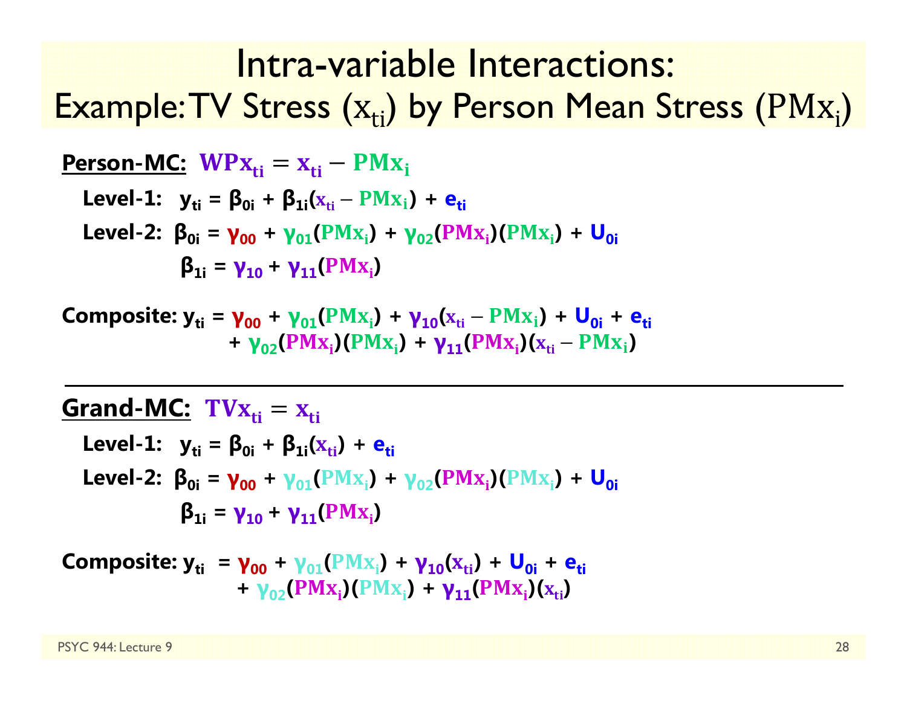# Intra-variable Interactions:
## Example: TV Stress ($x_{ti}$) by Person Mean Stress ($PMx_i$)

**Person-MC:** $WPx_{ti} = x_{ti} - PMx_i$

**Level-1:** $y_{ti} = \beta_{0i} + \beta_{1i}(x_{ti} - PMx_i) + e_{ti}$

**Level-2:** $\beta_{0i} = \gamma_{00} + \gamma_{01}(PMx_i) + \gamma_{02}(PMx_i)(PMx_i) + U_{0i}$

$\beta_{1i} = \gamma_{10} + \gamma_{11}(PMx_i)$

**Composite:**

$$y_{ti} = \gamma_{00} + \gamma_{01}(PMx_i) + \gamma_{10}(x_{ti} - PMx_i) + U_{0i} + e_{ti} + \gamma_{02}(PMx_i)(PMx_i) + \gamma_{11}(PMx_i)(x_{ti} - PMx_i)$$

---

**Grand-MC:** $TVx_{ti} = x_{ti}$

**Level-1:** $y_{ti} = \beta_{0i} + \beta_{1i}(x_{ti}) + e_{ti}$

**Level-2:** $\beta_{0i} = \gamma_{00} + \gamma_{01}(PMx_i) + \gamma_{02}(PMx_i)(PMx_i) + U_{0i}$

$\beta_{1i} = \gamma_{10} + \gamma_{11}(PMx_i)$

**Composite:**

$$y_{ti} = \gamma_{00} + \gamma_{01}(PMx_i) + \gamma_{10}(x_{ti}) + U_{0i} + e_{ti} + \gamma_{02}(PMx_i)(PMx_i) + \gamma_{11}(PMx_i)(x_{ti})$$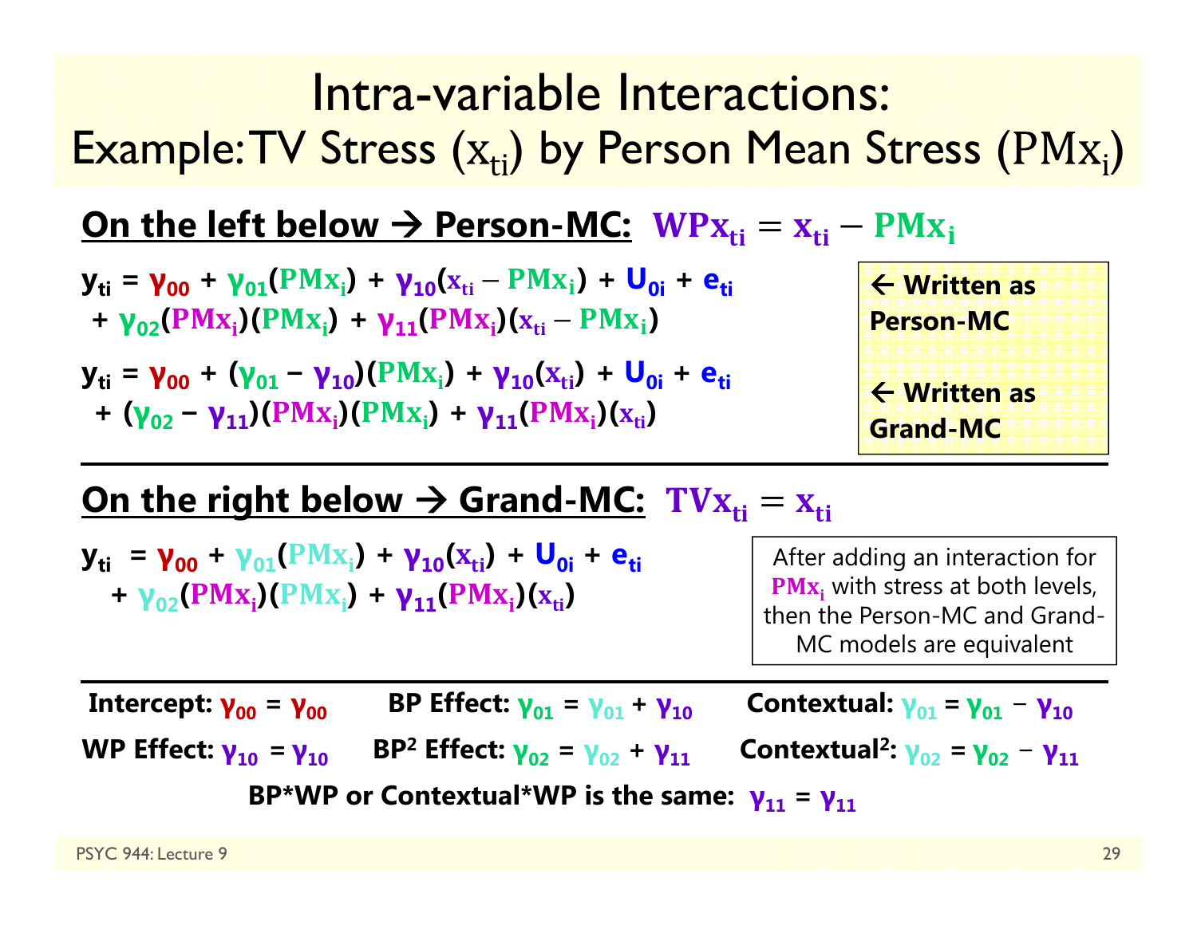# Intra-variable Interactions: Example: TV Stress ($x_{ti}$) by Person Mean Stress ($PMx_i$)

**On the left below → Person-MC:** $WPx_{ti} = x_{ti} - PMx_i$

$$y_{ti} = \gamma_{00} + \gamma_{01}(PMx_i) + \gamma_{10}(x_{ti} - PMx_i) + U_{0i} + e_{ti} + \gamma_{02}(PMx_i)(PMx_i) + \gamma_{11}(PMx_i)(x_{ti} - PMx_i)$$

← Written as Person-MC

$$y_{ti} = \gamma_{00} + (\gamma_{01} - \gamma_{10})(PMx_i) + \gamma_{10}(x_{ti}) + U_{0i} + e_{ti} + (\gamma_{02} - \gamma_{11})(PMx_i)(PMx_i) + \gamma_{11}(PMx_i)(x_{ti})$$

← Written as Grand-MC

**On the right below → Grand-MC:** $TVx_{ti} = x_{ti}$

$$y_{ti} = \gamma_{00} + \gamma_{01}(PMx_i) + \gamma_{10}(x_{ti}) + U_{0i} + e_{ti} + \gamma_{02}(PMx_i)(PMx_i) + \gamma_{11}(PMx_i)(x_{ti})$$

After adding an interaction for $PMx_i$ with stress at both levels, then the Person-MC and Grand-MC models are equivalent

**Intercept:** $\gamma_{00} = \gamma_{00}$ **BP Effect:** $\gamma_{01} = \gamma_{01} + \gamma_{10}$ **Contextual:** $\gamma_{01} = \gamma_{01} - \gamma_{10}$

**WP Effect:** $\gamma_{10} = \gamma_{10}$ **BP² Effect:** $\gamma_{02} = \gamma_{02} + \gamma_{11}$ **Contextual²:** $\gamma_{02} = \gamma_{02} - \gamma_{11}$

**BP*WP or Contextual*WP is the same:** $\gamma_{11} = \gamma_{11}$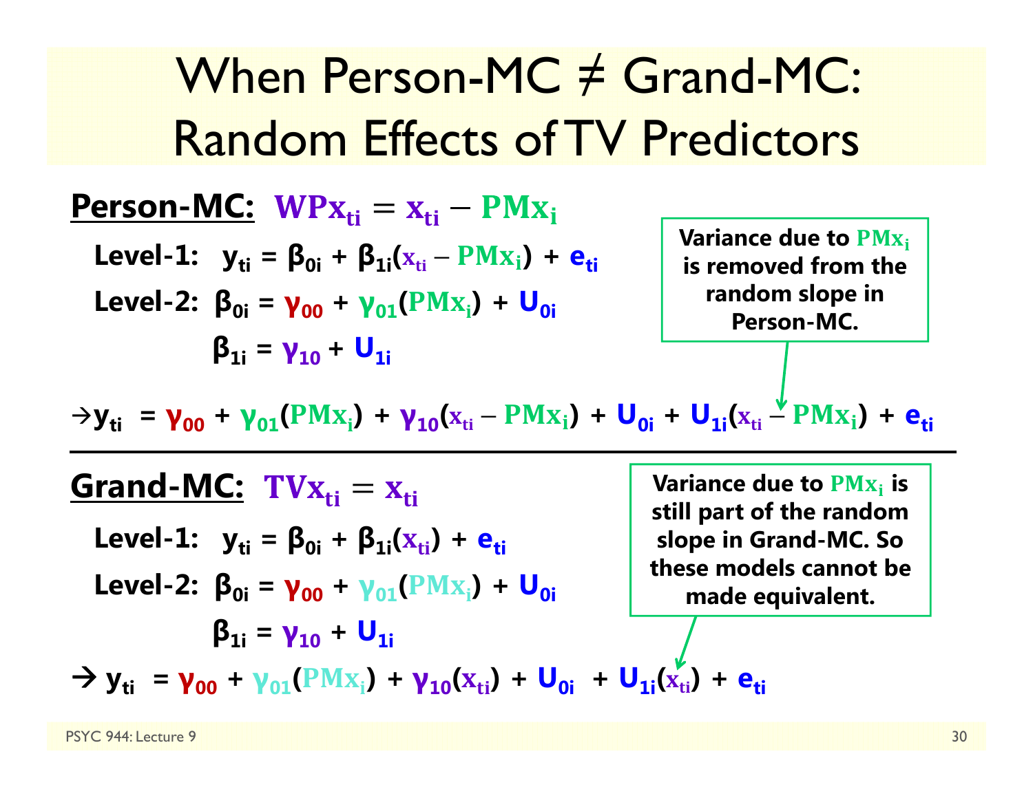# When Person-MC ≠ Grand-MC: Random Effects of TV Predictors

**Person-MC:** $WPx_{ti} = x_{ti} - PMx_i$

**Level-1:** $y_{ti} = \beta_{0i} + \beta_{1i}(x_{ti} - PMx_i) + e_{ti}$

**Level-2:** $\beta_{0i} = \gamma_{00} + \gamma_{01}(PMx_i) + U_{0i}$

$\beta_{1i} = \gamma_{10} + U_{1i}$

$\rightarrow y_{ti} = \gamma_{00} + \gamma_{01}(PMx_i) + \gamma_{10}(x_{ti} - PMx_i) + U_{0i} + U_{1i}(x_{ti} - PMx_i) + e_{ti}$

**Variance due to $PMx_i$ is removed from the random slope in Person-MC.**

---

**Grand-MC:** $TVx_{ti} = x_{ti}$

**Level-1:** $y_{ti} = \beta_{0i} + \beta_{1i}(x_{ti}) + e_{ti}$

**Level-2:** $\beta_{0i} = \gamma_{00} + \gamma_{01}(PMx_i) + U_{0i}$

$\beta_{1i} = \gamma_{10} + U_{1i}$

$\rightarrow y_{ti} = \gamma_{00} + \gamma_{01}(PMx_i) + \gamma_{10}(x_{ti}) + U_{0i} + U_{1i}(x_{ti}) + e_{ti}$

**Variance due to $PMx_i$ is still part of the random slope in Grand-MC. So these models cannot be made equivalent.**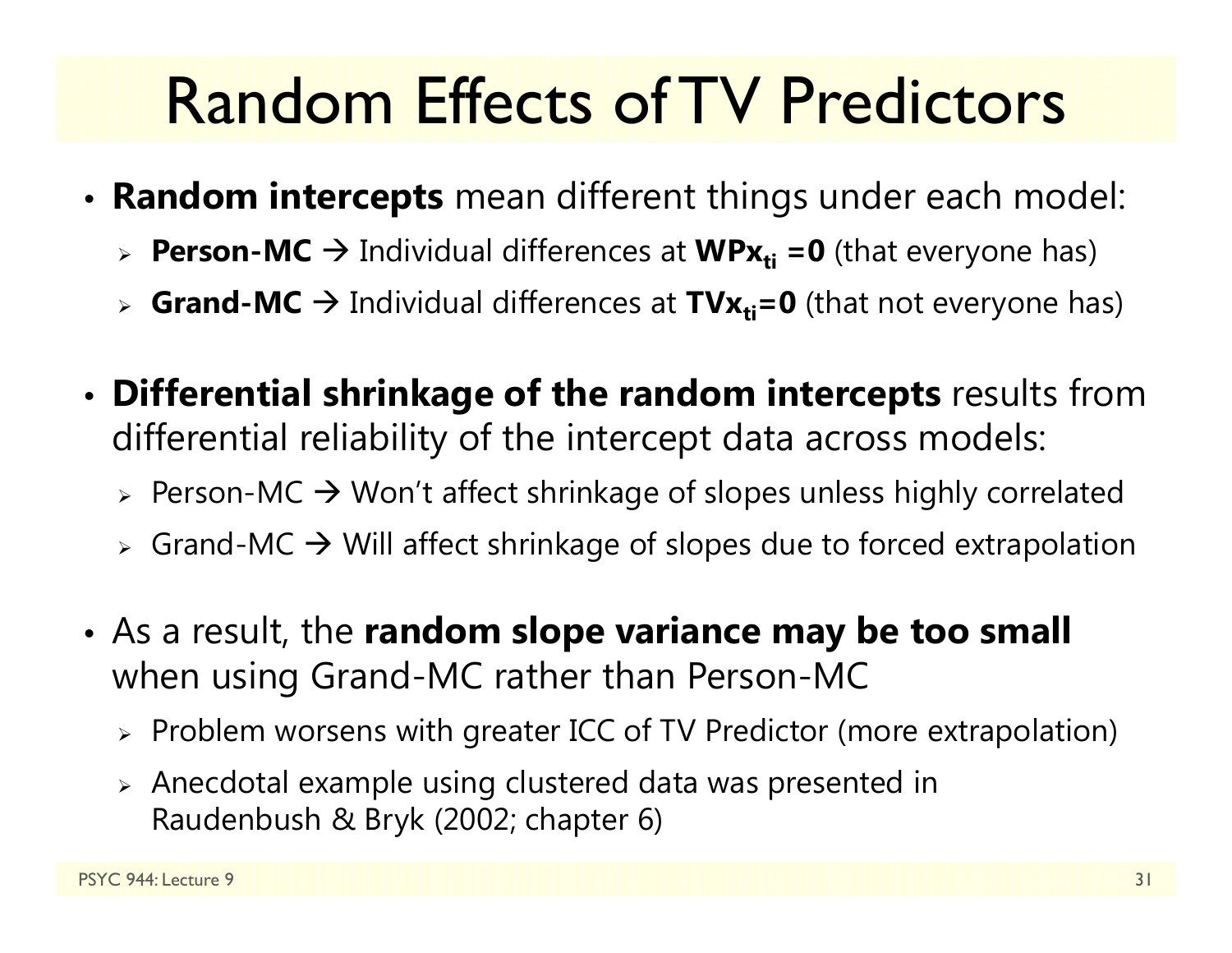# Random Effects of TV Predictors

- **Random intercepts** mean different things under each model:
  - **Person-MC** → Individual differences at $\mathbf{WPx_{ti}}$ **=0** (that everyone has)
  - **Grand-MC** → Individual differences at $\mathbf{TVx_{ti}}$**=0** (that not everyone has)

- **Differential shrinkage of the random intercepts** results from differential reliability of the intercept data across models:
  - Person-MC → Won't affect shrinkage of slopes unless highly correlated
  - Grand-MC → Will affect shrinkage of slopes due to forced extrapolation

- As a result, the **random slope variance may be too small** when using Grand-MC rather than Person-MC
  - Problem worsens with greater ICC of TV Predictor (more extrapolation)
  - Anecdotal example using clustered data was presented in Raudenbush & Bryk (2002; chapter 6)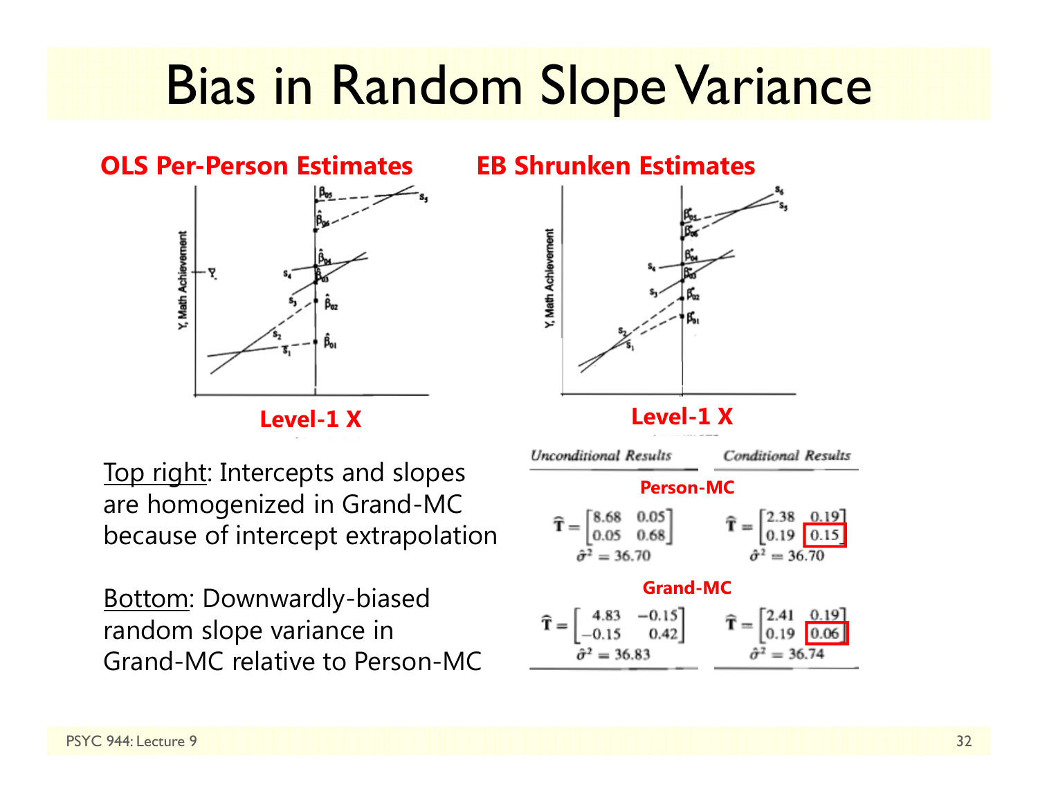# Bias in Random Slope Variance

**OLS Per-Person Estimates**

**Level-1 X**

**EB Shrunken Estimates**

**Level-1 X**

Top right: Intercepts and slopes are homogenized in Grand-MC because of intercept extrapolation

Bottom: Downwardly-biased random slope variance in Grand-MC relative to Person-MC

| *Unconditional Results* | *Conditional Results* |
|---|---|
| **Person-MC** | |
| $\hat{\mathbf{T}} = \begin{bmatrix} 8.68 & 0.05 \\ 0.05 & 0.68 \end{bmatrix}$ | $\hat{\mathbf{T}} = \begin{bmatrix} 2.38 & 0.19 \\ 0.19 & \boxed{0.15} \end{bmatrix}$ |
| $\hat{\sigma}^2 = 36.70$ | $\hat{\sigma}^2 = 36.70$ |
| **Grand-MC** | |
| $\hat{\mathbf{T}} = \begin{bmatrix} 4.83 & -0.15 \\ -0.15 & 0.42 \end{bmatrix}$ | $\hat{\mathbf{T}} = \begin{bmatrix} 2.41 & 0.19 \\ 0.19 & \boxed{0.06} \end{bmatrix}$ |
| $\hat{\sigma}^2 = 36.83$ | $\hat{\sigma}^2 = 36.74$ |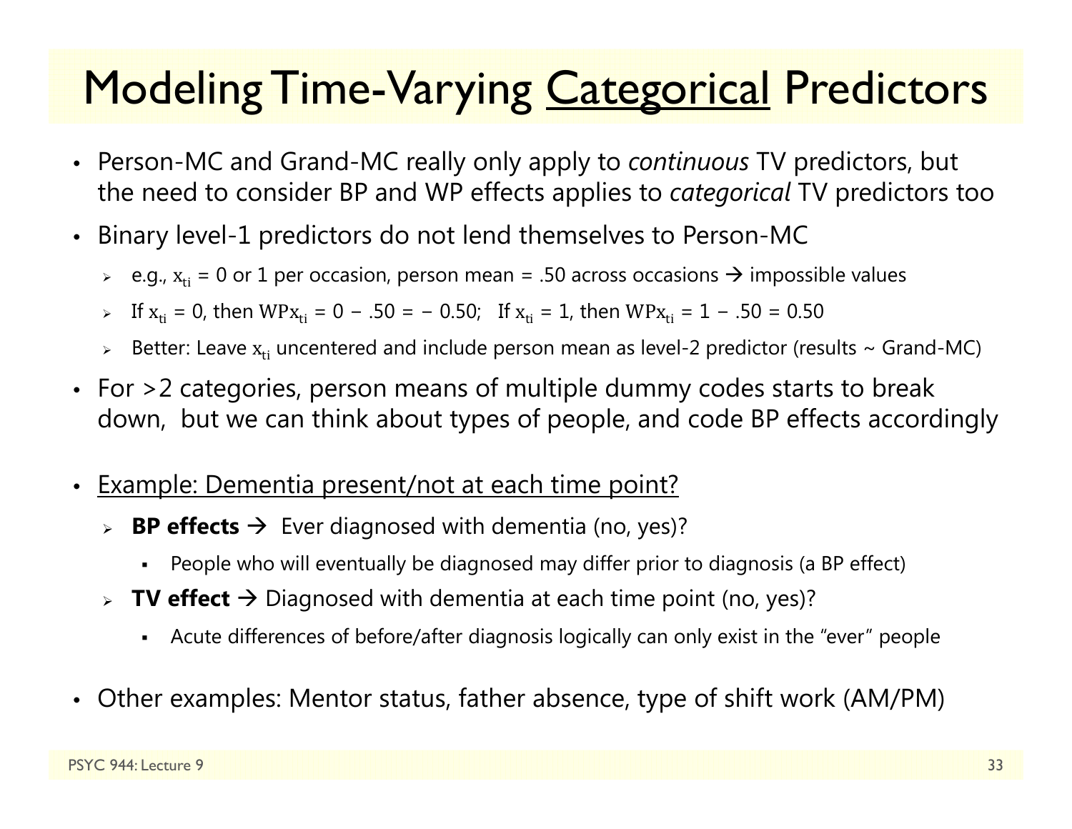# Modeling Time-Varying <u>Categorical</u> Predictors

- Person-MC and Grand-MC really only apply to *continuous* TV predictors, but the need to consider BP and WP effects applies to *categorical* TV predictors too
- Binary level-1 predictors do not lend themselves to Person-MC
  - e.g., $x_{ti}$ = 0 or 1 per occasion, person mean = .50 across occasions → impossible values
  - If $x_{ti} = 0$, then $WPx_{ti} = 0 - .50 = -0.50$; If $x_{ti} = 1$, then $WPx_{ti} = 1 - .50 = 0.50$
  - Better: Leave $x_{ti}$ uncentered and include person mean as level-2 predictor (results ~ Grand-MC)
- For >2 categories, person means of multiple dummy codes starts to break down, but we can think about types of people, and code BP effects accordingly
- <u>Example: Dementia present/not at each time point?</u>
  - **BP effects** → Ever diagnosed with dementia (no, yes)?
    - People who will eventually be diagnosed may differ prior to diagnosis (a BP effect)
  - **TV effect** → Diagnosed with dementia at each time point (no, yes)?
    - Acute differences of before/after diagnosis logically can only exist in the "ever" people
- Other examples: Mentor status, father absence, type of shift work (AM/PM)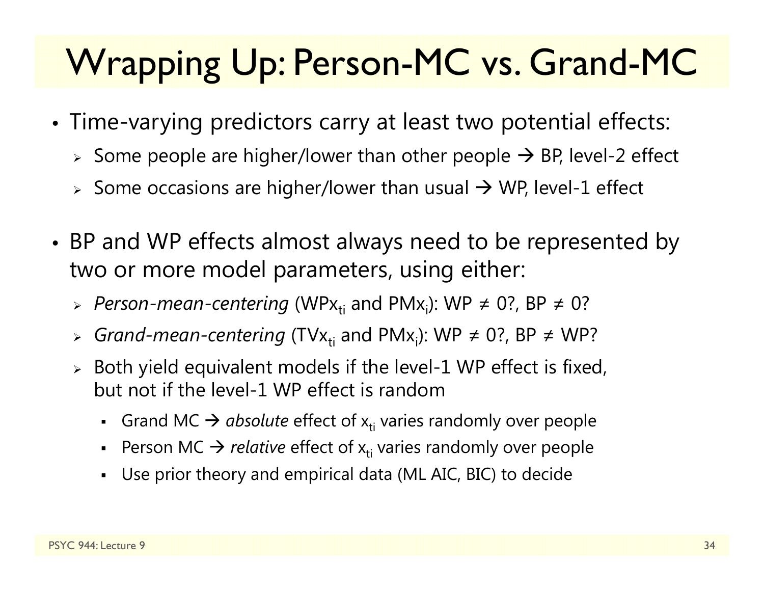# Wrapping Up: Person-MC vs. Grand-MC

- Time-varying predictors carry at least two potential effects:
  - Some people are higher/lower than other people → BP, level-2 effect
  - Some occasions are higher/lower than usual → WP, level-1 effect

- BP and WP effects almost always need to be represented by two or more model parameters, using either:
  - *Person-mean-centering* ($WPx_{ti}$ and $PMx_i$): WP ≠ 0?, BP ≠ 0?
  - *Grand-mean-centering* ($TVx_{ti}$ and $PMx_i$): WP ≠ 0?, BP ≠ WP?
  - Both yield equivalent models if the level-1 WP effect is fixed, but not if the level-1 WP effect is random
    - Grand MC → *absolute* effect of $x_{ti}$ varies randomly over people
    - Person MC → *relative* effect of $x_{ti}$ varies randomly over people
    - Use prior theory and empirical data (ML AIC, BIC) to decide